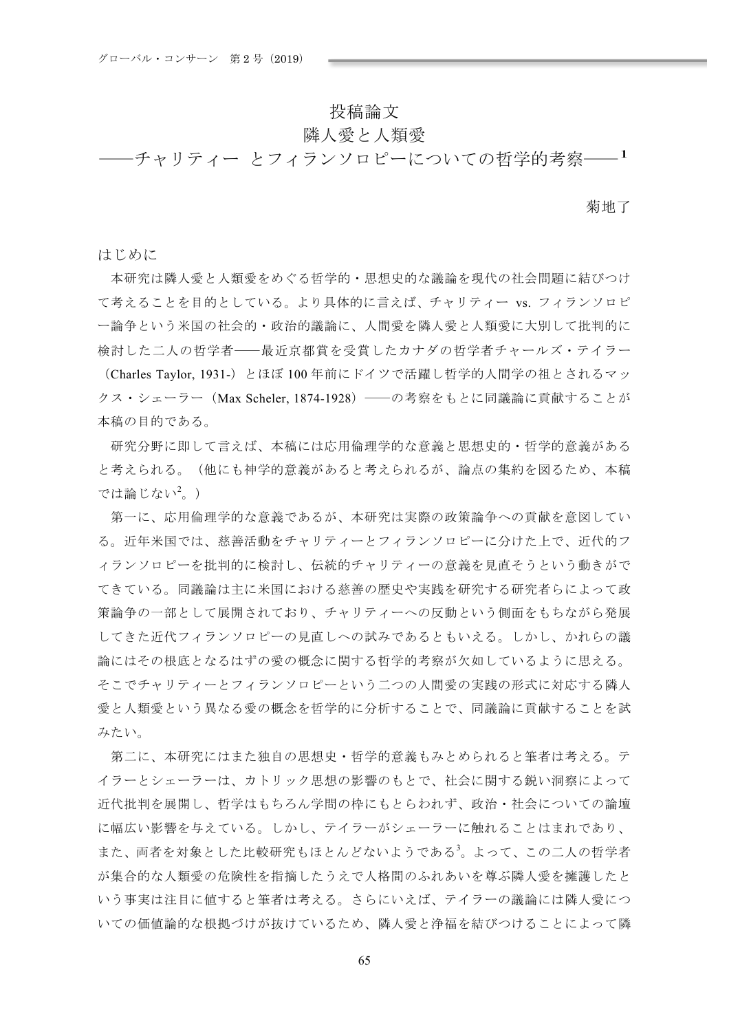投稿論文

# 隣人愛と人類愛
## ――チャリティー とフィランソロピーについての哲学的考察――[1]

菊地了

## はじめに

本研究は隣人愛と人類愛をめぐる哲学的・思想史的な議論を現代の社会問題に結びつけて考えることを目的としている。より具体的に言えば、チャリティー vs. フィランソロピー論争という米国の社会的・政治的議論に、人間愛を隣人愛と人類愛に大別して批判的に検討した二人の哲学者――最近京都賞を受賞したカナダの哲学者チャールズ・テイラー（Charles Taylor, 1931-）とほぼ 100 年前にドイツで活躍し哲学的人間学の祖とされるマックス・シェーラー（Max Scheler, 1874-1928）――の考察をもとに同議論に貢献することが本稿の目的である。

研究分野に即して言えば、本稿には応用倫理学的な意義と思想史的・哲学的意義があると考えられる。（他にも神学的意義があると考えられるが、論点の集約を図るため、本稿では論じない[2]。）

第一に、応用倫理学的な意義であるが、本研究は実際の政策論争への貢献を意図している。近年米国では、慈善活動をチャリティーとフィランソロピーに分けた上で、近代的フィランソロピーを批判的に検討し、伝統的チャリティーの意義を見直そうという動きがでてきている。同議論は主に米国における慈善の歴史や実践を研究する研究者らによって政策論争の一部として展開されており、チャリティーへの反動という側面をもちながら発展してきた近代フィランソロピーの見直しへの試みであるともいえる。しかし、かれらの議論にはその根底となるはずの愛の概念に関する哲学的考察が欠如しているように思える。そこでチャリティーとフィランソロピーという二つの人間愛の実践の形式に対応する隣人愛と人類愛という異なる愛の概念を哲学的に分析することで、同議論に貢献することを試みたい。

第二に、本研究にはまた独自の思想史・哲学的意義もみとめられると筆者は考える。テイラーとシェーラーは、カトリック思想の影響のもとで、社会に関する鋭い洞察によって近代批判を展開し、哲学はもちろん学問の枠にもとらわれず、政治・社会についての論壇に幅広い影響を与えている。しかし、テイラーがシェーラーに触れることはまれであり、また、両者を対象とした比較研究もほとんどないようである[3]。よって、この二人の哲学者が集合的な人類愛の危険性を指摘したうえで人格間のふれあいを尊ぶ隣人愛を擁護したという事実は注目に値すると筆者は考える。さらにいえば、テイラーの議論には隣人愛についての価値論的な根拠づけが抜けているため、隣人愛と浄福を結びつけることによって隣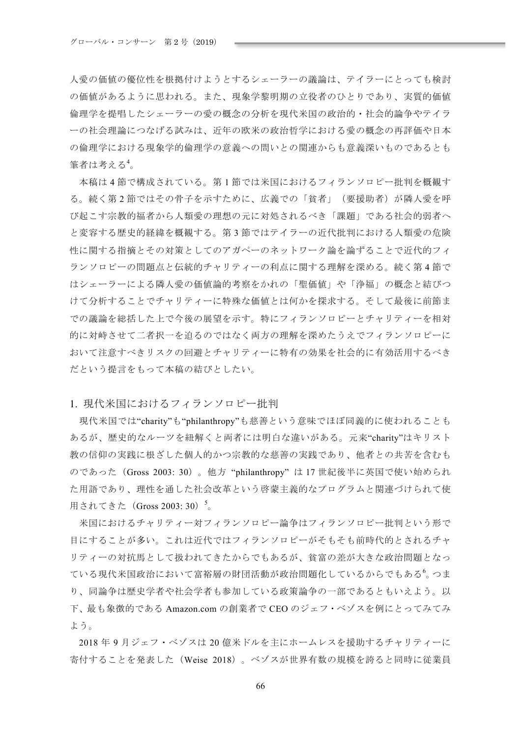人愛の価値の優位性を根拠付けようとするシェーラーの議論は、テイラーにとっても検討の価値があるように思われる。また、現象学黎明期の立役者のひとりであり、実質的価値倫理学を提唱したシェーラーの愛の概念の分析を現代米国の政治的・社会的論争やテイラーの社会理論につなげる試みは、近年の欧米の政治哲学における愛の概念の再評価や日本の倫理学における現象学的倫理学の意義への問いとの関連からも意義深いものであるとも筆者は考える[4]。

本稿は 4 節で構成されている。第 1 節では米国におけるフィランソロピー批判を概観する。続く第 2 節ではその骨子を示すために、広義での「貧者」（要援助者）が隣人愛を呼び起こす宗教的福者から人類愛の理想の元に対処されるべき「課題」である社会的弱者へと変容する歴史的経緯を概観する。第 3 節ではテイラーの近代批判における人類愛の危険性に関する指摘とその対策としてのアガペーのネットワーク論を論ずることで近代的フィランソロピーの問題点と伝統的チャリティーの利点に関する理解を深める。続く第 4 節ではシェーラーによる隣人愛の価値論的考察をかれの「聖価値」や「浄福」の概念と結びつけて分析することでチャリティーに特殊な価値とは何かを探求する。そして最後に前節までの議論を総括した上で今後の展望を示す。特にフィランソロピーとチャリティーを相対的に対峙させて二者択一を迫るのではなく両方の理解を深めたうえでフィランソロピーにおいて注意すべきリスクの回避とチャリティーに特有の効果を社会的に有効活用するべきだという提言をもって本稿の結びとしたい。

## 1. 現代米国におけるフィランソロピー批判

現代米国では“charity”も“philanthropy”も慈善という意味でほぼ同義的に使われることもあるが、歴史的なルーツを紐解くと両者には明白な違いがある。元来“charity”はキリスト教の信仰の実践に根ざした個人的かつ宗教的な慈善の実践であり、他者との共苦を含むものであった（Gross 2003: 30）。他方 “philanthropy” は 17 世紀後半に英国で使い始められた用語であり、理性を通した社会改革という啓蒙主義的なプログラムと関連づけられて使用されてきた（Gross 2003: 30）[5]。

米国におけるチャリティー対フィランソロピー論争はフィランソロピー批判という形で目にすることが多い。これは近代ではフィランソロピーがそもそも前時代的とされるチャリティーの対抗馬として扱われてきたからでもあるが、貧富の差が大きな政治問題となっている現代米国政治において富裕層の財団活動が政治問題化しているからでもある[6]。つまり、同論争は歴史学者や社会学者も参加している政策論争の一部であるともいえよう。以下、最も象徴的である Amazon.com の創業者で CEO のジェフ・ベゾスを例にとってみてみよう。

2018 年 9 月ジェフ・ベゾスは 20 億米ドルを主にホームレスを援助するチャリティーに寄付することを発表した（Weise 2018）。ベゾスが世界有数の規模を誇ると同時に従業員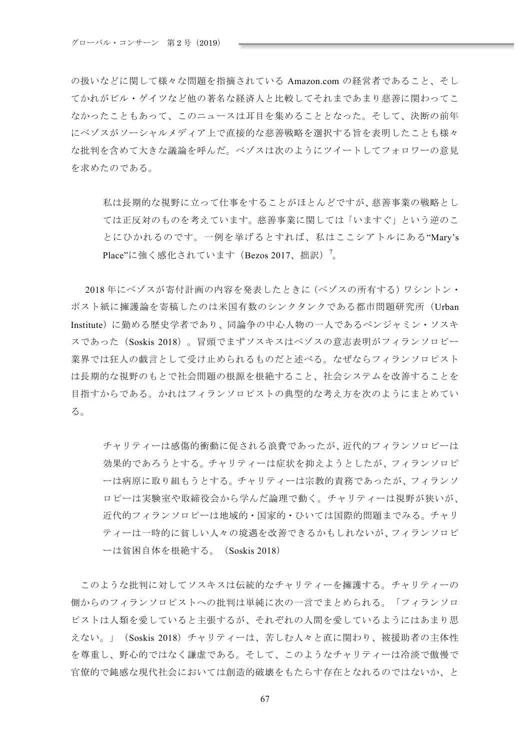の扱いなどに関して様々な問題を指摘されている Amazon.com の経営者であること、そしてかれがビル・ゲイツなど他の著名な経済人と比較してそれまであまり慈善に関わってこなかったこともあって、このニュースは耳目を集めることとなった。そして、決断の前年にベゾスがソーシャルメディア上で直接的な慈善戦略を選択する旨を表明したことも様々な批判を含めて大きな議論を呼んだ。ベゾスは次のようにツイートしてフォロワーの意見を求めたのである。

> 私は長期的な視野に立って仕事をすることがほとんどですが、慈善事業の戦略としては正反対のものを考えています。慈善事業に関しては「いますぐ」という逆のことにひかれるのです。一例を挙げるとすれば、私はここシアトルにある“Mary's Place”に強く感化されています（Bezos 2017、拙訳）[7]。

2018 年にベゾスが寄付計画の内容を発表したときに（ベゾスの所有する）ワシントン・ポスト紙に擁護論を寄稿したのは米国有数のシンクタンクである都市問題研究所（Urban Institute）に勤める歴史学者であり、同論争の中心人物の一人であるベンジャミン・ソスキスであった（Soskis 2018）。冒頭でまずソスキスはベゾスの意志表明がフィランソロピー業界では狂人の戯言として受け止められるものだと述べる。なぜならフィランソロピストは長期的な視野のもとで社会問題の根源を根絶すること、社会システムを改善することを目指すからである。かれはフィランソロピストの典型的な考え方を次のようにまとめている。

> チャリティーは感傷的衝動に促される浪費であったが、近代的フィランソロピーは効果的であろうとする。チャリティーは症状を抑えようとしたが、フィランソロピーは病原に取り組もうとする。チャリティーは宗教的責務であったが、フィランソロピーは実験室や取締役会から学んだ論理で動く。チャリティーは視野が狭いが、近代的フィランソロピーは地域的・国家的・ひいては国際的問題までみる。チャリティーは一時的に貧しい人々の境遇を改善できるかもしれないが、フィランソロピーは貧困自体を根絶する。（Soskis 2018）

このような批判に対してソスキスは伝統的なチャリティーを擁護する。チャリティーの側からのフィランソロピストへの批判は単純に次の一言でまとめられる。「フィランソロピストは人類を愛していると主張するが、それぞれの人間を愛しているようにはあまり思えない。」（Soskis 2018）チャリティーは、苦しむ人々と直に関わり、被援助者の主体性を尊重し、野心的ではなく謙虚である。そして、このようなチャリティーは冷淡で傲慢で官僚的で鈍感な現代社会においては創造的破壊をもたらす存在となれるのではないか、と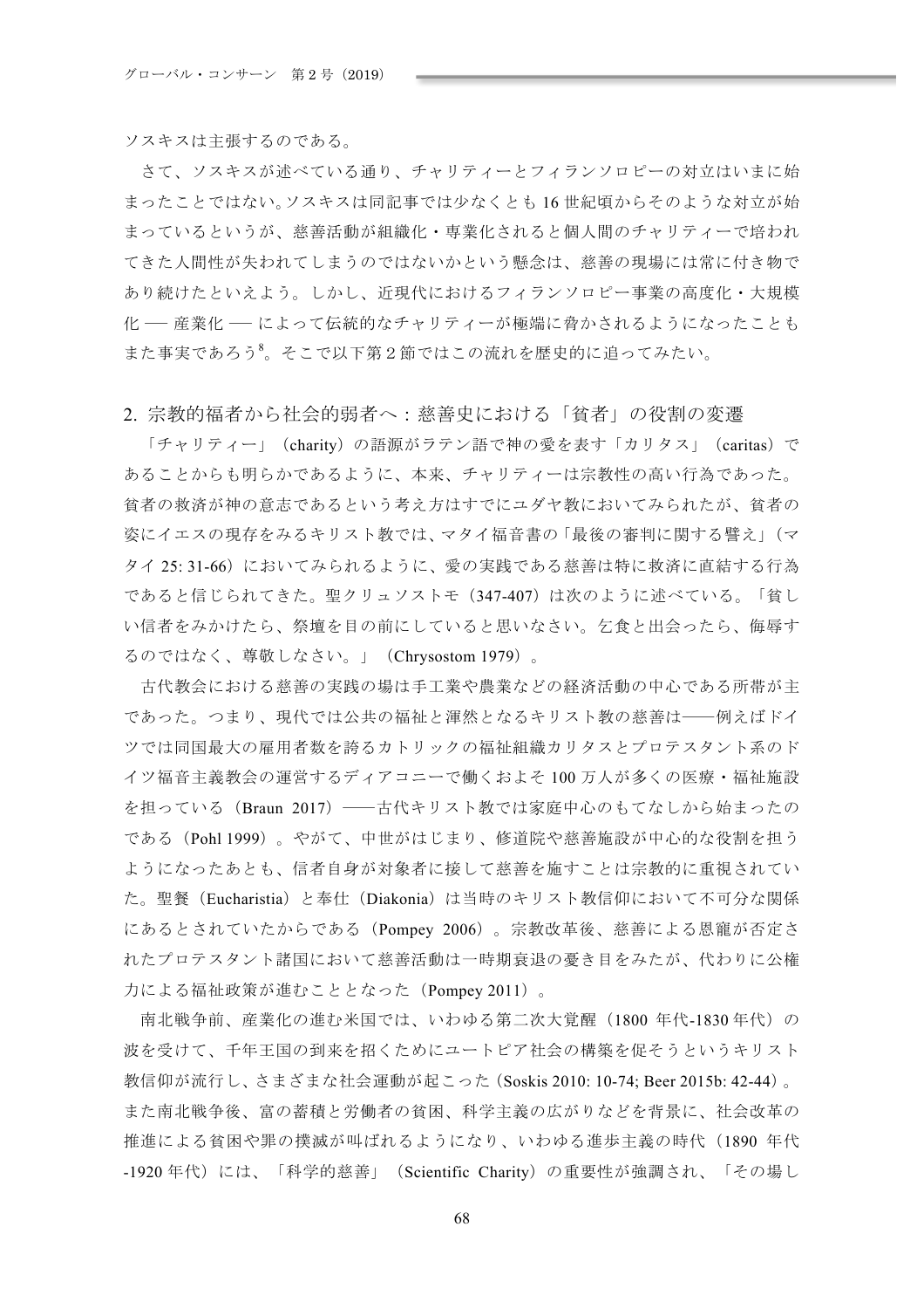ソスキスは主張するのである。

さて、ソスキスが述べている通り、チャリティーとフィランソロピーの対立はいまに始まったことではない。ソスキスは同記事では少なくとも 16 世紀頃からそのような対立が始まっているというが、慈善活動が組織化・専業化されると個人間のチャリティーで培われてきた人間性が失われてしまうのではないかという懸念は、慈善の現場には常に付き物であり続けたといえよう。しかし、近現代におけるフィランソロピー事業の高度化・大規模化 ── 産業化 ── によって伝統的なチャリティーが極端に脅かされるようになったこともまた事実であろう[8]。そこで以下第 2 節ではこの流れを歴史的に追ってみたい。

## 2. 宗教的福者から社会的弱者へ：慈善史における「貧者」の役割の変遷

「チャリティー」（charity）の語源がラテン語で神の愛を表す「カリタス」（caritas）であることからも明らかであるように、本来、チャリティーは宗教性の高い行為であった。貧者の救済が神の意志であるという考え方はすでにユダヤ教においてみられたが、貧者の姿にイエスの現存をみるキリスト教では、マタイ福音書の「最後の審判に関する譬え」（マタイ 25: 31-66）においてみられるように、愛の実践である慈善は特に救済に直結する行為であると信じられてきた。聖クリュソストモ（347-407）は次のように述べている。「貧しい信者をみかけたら、祭壇を目の前にしていると思いなさい。乞食と出会ったら、侮辱するのではなく、尊敬しなさい。」（Chrysostom 1979）。

古代教会における慈善の実践の場は手工業や農業などの経済活動の中心である所帯が主であった。つまり、現代では公共の福祉と渾然となるキリスト教の慈善は──例えばドイツでは同国最大の雇用者数を誇るカトリックの福祉組織カリタスとプロテスタント系のドイツ福音主義教会の運営するディアコニーで働くおよそ 100 万人が多くの医療・福祉施設を担っている（Braun 2017）──古代キリスト教では家庭中心のもてなしから始まったのである（Pohl 1999）。やがて、中世がはじまり、修道院や慈善施設が中心的な役割を担うようになったあとも、信者自身が対象者に接して慈善を施すことは宗教的に重視されていた。聖餐（Eucharistia）と奉仕（Diakonia）は当時のキリスト教信仰において不可分な関係にあるとされていたからである（Pompey 2006）。宗教改革後、慈善による恩寵が否定されたプロテスタント諸国において慈善活動は一時期衰退の憂き目をみたが、代わりに公権力による福祉政策が進むこととなった（Pompey 2011）。

南北戦争前、産業化の進む米国では、いわゆる第二次大覚醒（1800 年代-1830 年代）の波を受けて、千年王国の到来を招くためにユートピア社会の構築を促そうというキリスト教信仰が流行し、さまざまな社会運動が起こった（Soskis 2010: 10-74; Beer 2015b: 42-44）。また南北戦争後、富の蓄積と労働者の貧困、科学主義の広がりなどを背景に、社会改革の推進による貧困や罪の撲滅が叫ばれるようになり、いわゆる進歩主義の時代（1890 年代-1920 年代）には、「科学的慈善」（Scientific Charity）の重要性が強調され、「その場し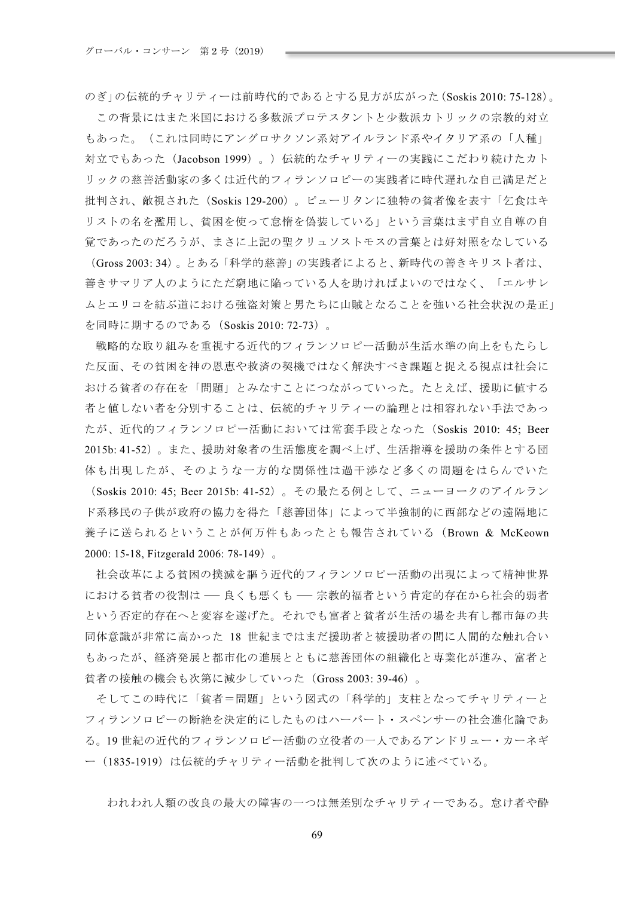のぎ」の伝統的チャリティーは前時代的であるとする見方が広がった（Soskis 2010: 75-128）。

この背景にはまた米国における多数派プロテスタントと少数派カトリックの宗教的対立もあった。（これは同時にアングロサクソン系対アイルランド系やイタリア系の「人種」対立でもあった（Jacobson 1999）。）伝統的なチャリティーの実践にこだわり続けたカトリックの慈善活動家の多くは近代的フィランソロピーの実践者に時代遅れな自己満足だと批判され、敵視された（Soskis 129-200）。ピューリタンに独特の貧者像を表す「乞食はキリストの名を濫用し、貧困を使って怠惰を偽装している」という言葉はまず自立自尊の自覚であったのだろうが、まさに上記の聖クリュソストモスの言葉とは好対照をなしている（Gross 2003: 34）。とある「科学的慈善」の実践者によると、新時代の善きキリスト者は、善きサマリア人のようにただ窮地に陥っている人を助ければよいのではなく、「エルサレムとエリコを結ぶ道における強盗対策と男たちに山賊となることを強いる社会状況の是正」を同時に期するのである（Soskis 2010: 72-73）。

戦略的な取り組みを重視する近代的フィランソロピー活動が生活水準の向上をもたらした反面、その貧困を神の恩恵や救済の契機ではなく解決すべき課題と捉える視点は社会における貧者の存在を「問題」とみなすことにつながっていった。たとえば、援助に値する者と値しない者を分別することは、伝統的チャリティーの論理とは相容れない手法であったが、近代的フィランソロピー活動においては常套手段となった（Soskis 2010: 45; Beer 2015b: 41-52）。また、援助対象者の生活態度を調べ上げ、生活指導を援助の条件とする団体も出現したが、そのような一方的な関係性は過干渉など多くの問題をはらんでいた（Soskis 2010: 45; Beer 2015b: 41-52）。その最たる例として、ニューヨークのアイルランド系移民の子供が政府の協力を得た「慈善団体」によって半強制的に西部などの遠隔地に養子に送られるということが何万件もあったとも報告されている（Brown & McKeown 2000: 15-18, Fitzgerald 2006: 78-149）。

社会改革による貧困の撲滅を謳う近代的フィランソロピー活動の出現によって精神世界における貧者の役割は ── 良くも悪くも ── 宗教的福者という肯定的存在から社会的弱者という否定的存在へと変容を遂げた。それでも富者と貧者が生活の場を共有し都市毎の共同体意識が非常に高かった 18 世紀まではまだ援助者と被援助者の間に人間的な触れ合いもあったが、経済発展と都市化の進展とともに慈善団体の組織化と専業化が進み、富者と貧者の接触の機会も次第に減少していった（Gross 2003: 39-46）。

そしてこの時代に「貧者＝問題」という図式の「科学的」支柱となってチャリティーとフィランソロピーの断絶を決定的にしたものはハーバート・スペンサーの社会進化論である。19 世紀の近代的フィランソロピー活動の立役者の一人であるアンドリュー・カーネギー（1835-1919）は伝統的チャリティー活動を批判して次のように述べている。

> われわれ人類の改良の最大の障害の一つは無差別なチャリティーである。怠け者や酔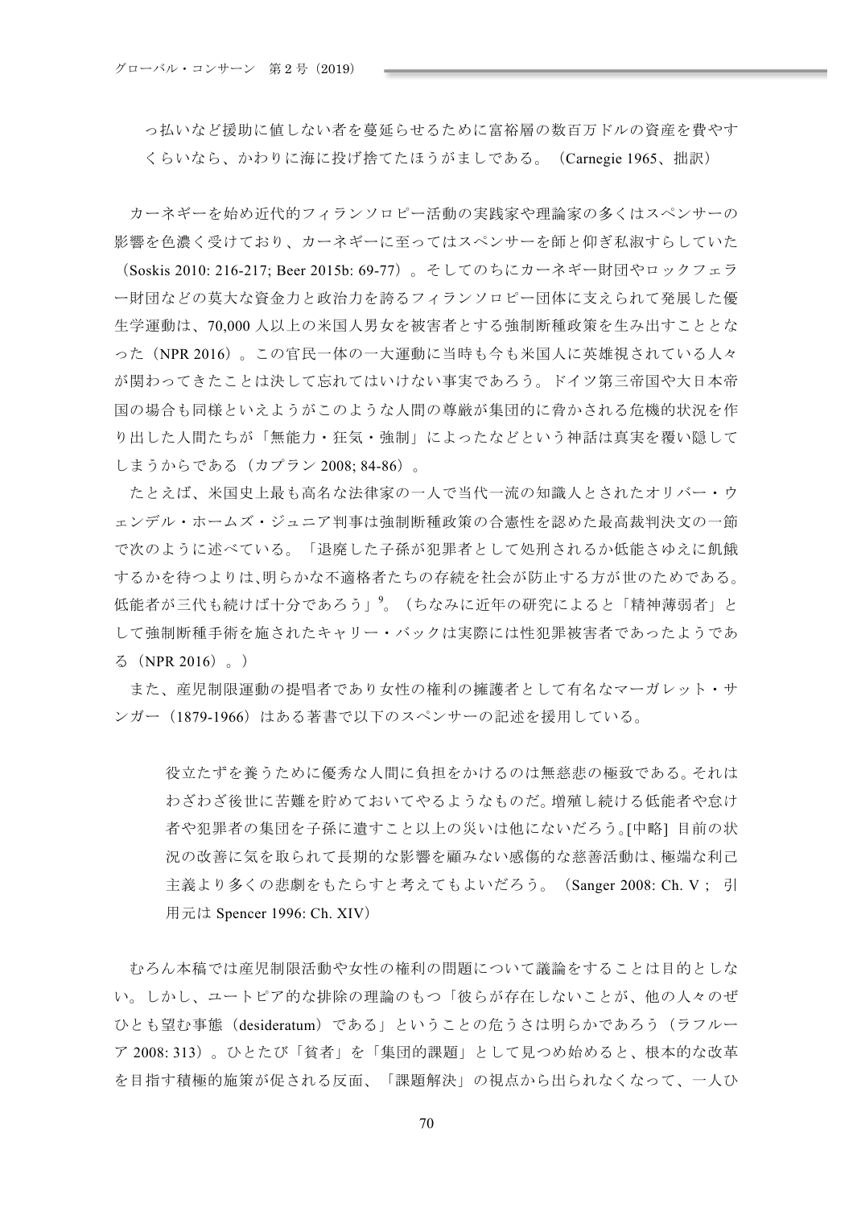っ払いなど援助に値しない者を蔓延らせるために富裕層の数百万ドルの資産を費やすくらいなら、かわりに海に投げ捨てたほうがましである。（Carnegie 1965、拙訳）

カーネギーを始め近代的フィランソロピー活動の実践家や理論家の多くはスペンサーの影響を色濃く受けており、カーネギーに至ってはスペンサーを師と仰ぎ私淑すらしていた（Soskis 2010: 216-217; Beer 2015b: 69-77）。そしてのちにカーネギー財団やロックフェラー財団などの莫大な資金力と政治力を誇るフィランソロピー団体に支えられて発展した優生学運動は、70,000 人以上の米国人男女を被害者とする強制断種政策を生み出すこととなった（NPR 2016）。この官民一体の一大運動に当時も今も米国人に英雄視されている人々が関わってきたことは決して忘れてはいけない事実であろう。ドイツ第三帝国や大日本帝国の場合も同様といえようがこのような人間の尊厳が集団的に脅かされる危機的状況を作り出した人間たちが「無能力・狂気・強制」によったなどという神話は真実を覆い隠してしまうからである（カプラン 2008; 84-86）。

たとえば、米国史上最も高名な法律家の一人で当代一流の知識人とされたオリバー・ウェンデル・ホームズ・ジュニア判事は強制断種政策の合憲性を認めた最高裁判決文の一節で次のように述べている。「退廃した子孫が犯罪者として処刑されるか低能さゆえに飢餓するかを待つよりは,明らかな不適格者たちの存続を社会が防止する方が世のためである。低能者が三代も続けば十分であろう」[9]。（ちなみに近年の研究によると「精神薄弱者」として強制断種手術を施されたキャリー・バックは実際には性犯罪被害者であったようである（NPR 2016）。）

また、産児制限運動の提唱者であり女性の権利の擁護者として有名なマーガレット・サンガー（1879-1966）はある著書で以下のスペンサーの記述を援用している。

> 役立たずを養うために優秀な人間に負担をかけるのは無慈悲の極致である。それはわざわざ後世に苦難を貯めておいてやるようなものだ。増殖し続ける低能者や怠け者や犯罪者の集団を子孫に遺すこと以上の災いは他にないだろう。[中略] 目前の状況の改善に気を取られて長期的な影響を顧みない感傷的な慈善活動は、極端な利己主義より多くの悲劇をもたらすと考えてもよいだろう。（Sanger 2008: Ch. V ; 引用元は Spencer 1996: Ch. XIV）

むろん本稿では産児制限活動や女性の権利の問題について議論をすることは目的としない。しかし、ユートピア的な排除の理論のもつ「彼らが存在しないことが、他の人々のぜひとも望む事態（desideratum）である」ということの危うさは明らかであろう（ラフルーア 2008: 313）。ひとたび「貧者」を「集団的課題」として見つめ始めると、根本的な改革を目指す積極的施策が促される反面、「課題解決」の視点から出られなくなって、一人ひ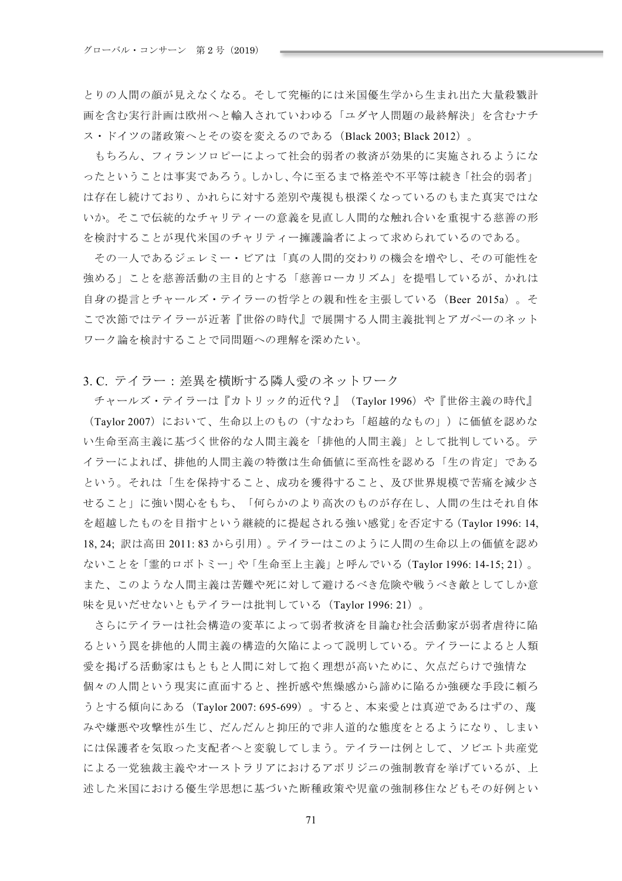とりの人間の顔が見えなくなる。そして究極的には米国優生学から生まれ出た大量殺戮計画を含む実行計画は欧州へと輸入されていわゆる「ユダヤ人問題の最終解決」を含むナチス・ドイツの諸政策へとその姿を変えるのである（Black 2003; Black 2012）。

もちろん、フィランソロピーによって社会的弱者の救済が効果的に実施されるようになったということは事実であろう。しかし、今に至るまで格差や不平等は続き「社会的弱者」は存在し続けており、かれらに対する差別や蔑視も根深くなっているのもまた真実ではないか。そこで伝統的なチャリティーの意義を見直し人間的な触れ合いを重視する慈善の形を検討することが現代米国のチャリティー擁護論者によって求められているのである。

その一人であるジェレミー・ビアは「真の人間的交わりの機会を増やし、その可能性を強める」ことを慈善活動の主目的とする「慈善ローカリズム」を提唱しているが、かれは自身の提言とチャールズ・テイラーの哲学との親和性を主張している（Beer 2015a）。そこで次節ではテイラーが近著『世俗の時代』で展開する人間主義批判とアガペーのネットワーク論を検討することで同問題への理解を深めたい。

## 3. C. テイラー：差異を横断する隣人愛のネットワーク

チャールズ・テイラーは『カトリック的近代？』（Taylor 1996）や『世俗主義の時代』（Taylor 2007）において、生命以上のもの（すなわち「超越的なもの」）に価値を認めない生命至高主義に基づく世俗的な人間主義を「排他的人間主義」として批判している。テイラーによれば、排他的人間主義の特徴は生命価値に至高性を認める「生の肯定」であるという。それは「生を保持すること、成功を獲得すること、及び世界規模で苦痛を減少させること」に強い関心をもち、「何らかのより高次のものが存在し、人間の生はそれ自体を超越したものを目指すという継続的に提起される強い感覚」を否定する（Taylor 1996: 14, 18, 24; 訳は高田 2011: 83 から引用）。テイラーはこのように人間の生命以上の価値を認めないことを「霊的ロボトミー」や「生命至上主義」と呼んでいる（Taylor 1996: 14-15; 21）。また、このような人間主義は苦難や死に対して避けるべき危険や戦うべき敵としてしか意味を見いだせないともテイラーは批判している（Taylor 1996: 21）。

さらにテイラーは社会構造の変革によって弱者救済を目論む社会活動家が弱者虐待に陥るという罠を排他的人間主義の構造的欠陥によって説明している。テイラーによると人類愛を掲げる活動家はもともと人間に対して抱く理想が高いために、欠点だらけで強情な個々の人間という現実に直面すると、挫折感や焦燥感から諦めに陥るか強硬な手段に頼ろうとする傾向にある（Taylor 2007: 695-699）。すると、本来愛とは真逆であるはずの、蔑みや嫌悪や攻撃性が生じ、だんだんと抑圧的で非人道的な態度をとるようになり、しまいには保護者を気取った支配者へと変貌してしまう。テイラーは例として、ソビエト共産党による一党独裁主義やオーストラリアにおけるアボリジニの強制教育を挙げているが、上述した米国における優生学思想に基づいた断種政策や児童の強制移住などもその好例とい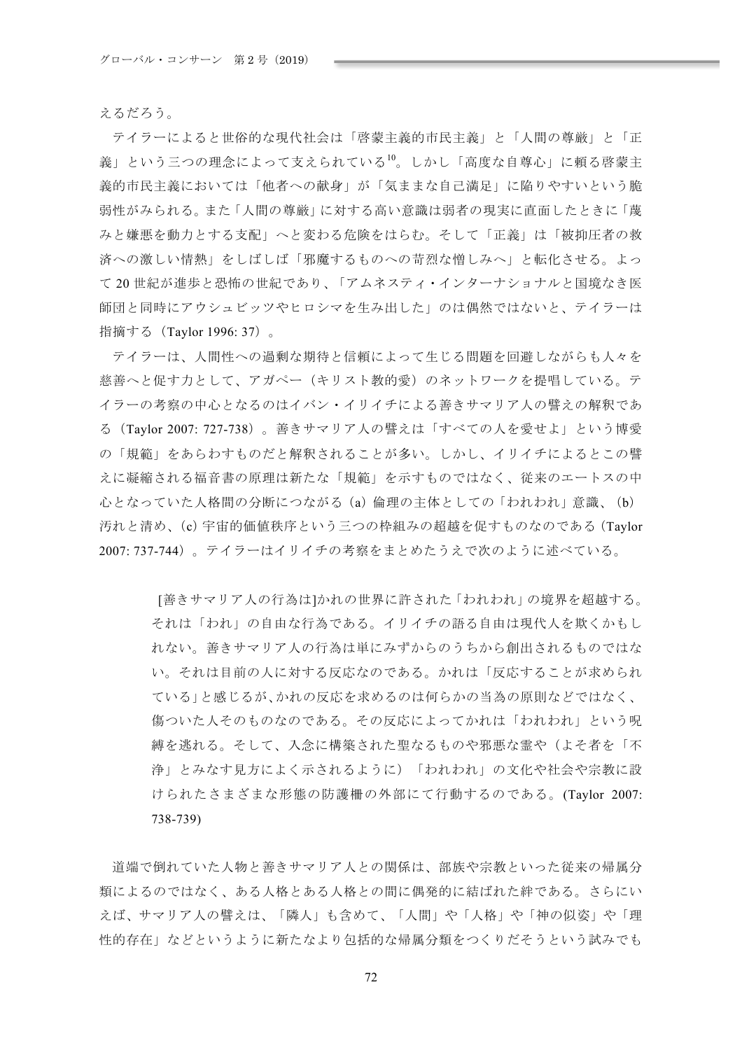えるだろう。

テイラーによると世俗的な現代社会は「啓蒙主義的市民主義」と「人間の尊厳」と「正義」という三つの理念によって支えられている[10]。しかし「高度な自尊心」に頼る啓蒙主義的市民主義においては「他者への献身」が「気ままな自己満足」に陥りやすいという脆弱性がみられる。また「人間の尊厳」に対する高い意識は弱者の現実に直面したときに「蔑みと嫌悪を動力とする支配」へと変わる危険をはらむ。そして「正義」は「被抑圧者の救済への激しい情熱」をしばしば「邪魔するものへの苛烈な憎しみへ」と転化させる。よって 20 世紀が進歩と恐怖の世紀であり、「アムネスティ・インターナショナルと国境なき医師団と同時にアウシュビッツやヒロシマを生み出した」のは偶然ではないと、テイラーは指摘する（Taylor 1996: 37）。

テイラーは、人間性への過剰な期待と信頼によって生じる問題を回避しながらも人々を慈善へと促す力として、アガペー（キリスト教的愛）のネットワークを提唱している。テイラーの考察の中心となるのはイバン・イリイチによる善きサマリア人の譬えの解釈である（Taylor 2007: 727-738）。善きサマリア人の譬えは「すべての人を愛せよ」という博愛の「規範」をあらわすものだと解釈されることが多い。しかし、イリイチによるとこの譬えに凝縮される福音書の原理は新たな「規範」を示すものではなく、従来のエートスの中心となっていた人格間の分断につながる (a) 倫理の主体としての「われわれ」意識、(b) 汚れと清め、(c) 宇宙的価値秩序という三つの枠組みの超越を促すものなのである（Taylor 2007: 737-744）。テイラーはイリイチの考察をまとめたうえで次のように述べている。

> [善きサマリア人の行為は]かれの世界に許された「われわれ」の境界を超越する。それは「われ」の自由な行為である。イリイチの語る自由は現代人を欺くかもしれない。善きサマリア人の行為は単にみずからのうちから創出されるものではない。それは目前の人に対する反応なのである。かれは「反応することが求められている」と感じるが、かれの反応を求めるのは何らかの当為の原則などではなく、傷ついた人そのものなのである。その反応によってかれは「われわれ」という呪縛を逃れる。そして、入念に構築された聖なるものや邪悪な霊や（よそ者を「不浄」とみなす見方によく示されるように）「われわれ」の文化や社会や宗教に設けられたさまざまな形態の防護柵の外部にて行動するのである。(Taylor 2007: 738-739)

道端で倒れていた人物と善きサマリア人との関係は、部族や宗教といった従来の帰属分類によるのではなく、ある人格とある人格との間に偶発的に結ばれた絆である。さらにいえば、サマリア人の譬えは、「隣人」も含めて、「人間」や「人格」や「神の似姿」や「理性的存在」などというように新たなより包括的な帰属分類をつくりだそうという試みでも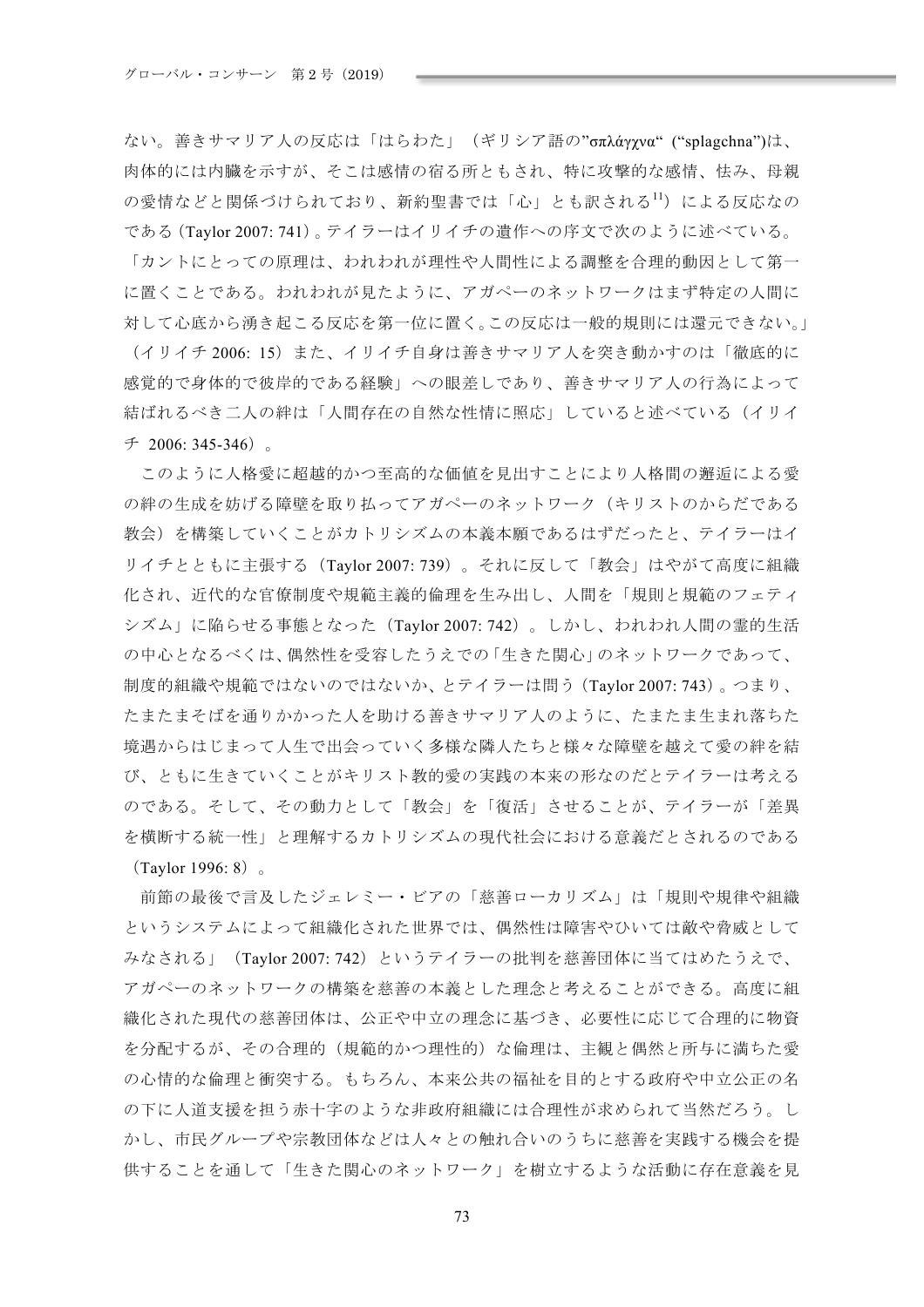ない。善きサマリア人の反応は「はらわた」（ギリシア語の”σπλάγχνα“ (“splagchna”)は、肉体的には内臓を示すが、そこは感情の宿る所ともされ、特に攻撃的な感情、怯み、母親の愛情などと関係づけられており、新約聖書では「心」とも訳される[11]）による反応なのである (Taylor 2007: 741)。テイラーはイリイチの遺作への序文で次のように述べている。「カントにとっての原理は、われわれが理性や人間性による調整を合理的動因として第一に置くことである。われわれが見たように、アガペーのネットワークはまず特定の人間に対して心底から湧き起こる反応を第一位に置く。この反応は一般的規則には還元できない。」（イリイチ 2006: 15）また、イリイチ自身は善きサマリア人を突き動かすのは「徹底的に感覚的で身体的で彼岸的である経験」への眼差しであり、善きサマリア人の行為によって結ばれるべき二人の絆は「人間存在の自然な性情に照応」していると述べている（イリイチ 2006: 345-346）。

このように人格愛に超越的かつ至高的な価値を見出すことにより人格間の邂逅による愛の絆の生成を妨げる障壁を取り払ってアガペーのネットワーク（キリストのからだである教会）を構築していくことがカトリシズムの本義本願であるはずだったと、テイラーはイリイチとともに主張する（Taylor 2007: 739）。それに反して「教会」はやがて高度に組織化され、近代的な官僚制度や規範主義的倫理を生み出し、人間を「規則と規範のフェティシズム」に陥らせる事態となった（Taylor 2007: 742）。しかし、われわれ人間の霊的生活の中心となるべくは、偶然性を受容したうえでの「生きた関心」のネットワークであって、制度的組織や規範ではないのではないか、とテイラーは問う（Taylor 2007: 743）。つまり、たまたまそばを通りかかった人を助ける善きサマリア人のように、たまたま生まれ落ちた境遇からはじまって人生で出会っていく多様な隣人たちと様々な障壁を越えて愛の絆を結び、ともに生きていくことがキリスト教的愛の実践の本来の形なのだとテイラーは考えるのである。そして、その動力として「教会」を「復活」させることが、テイラーが「差異を横断する統一性」と理解するカトリシズムの現代社会における意義だとされるのである（Taylor 1996: 8）。

前節の最後で言及したジェレミー・ビアの「慈善ローカリズム」は「規則や規律や組織というシステムによって組織化された世界では、偶然性は障害やひいては敵や脅威としてみなされる」（Taylor 2007: 742）というテイラーの批判を慈善団体に当てはめたうえで、アガペーのネットワークの構築を慈善の本義とした理念と考えることができる。高度に組織化された現代の慈善団体は、公正や中立の理念に基づき、必要性に応じて合理的に物資を分配するが、その合理的（規範的かつ理性的）な倫理は、主観と偶然と所与に満ちた愛の心情的な倫理と衝突する。もちろん、本来公共の福祉を目的とする政府や中立公正の名の下に人道支援を担う赤十字のような非政府組織には合理性が求められて当然だろう。しかし、市民グループや宗教団体などは人々との触れ合いのうちに慈善を実践する機会を提供することを通して「生きた関心のネットワーク」を樹立するような活動に存在意義を見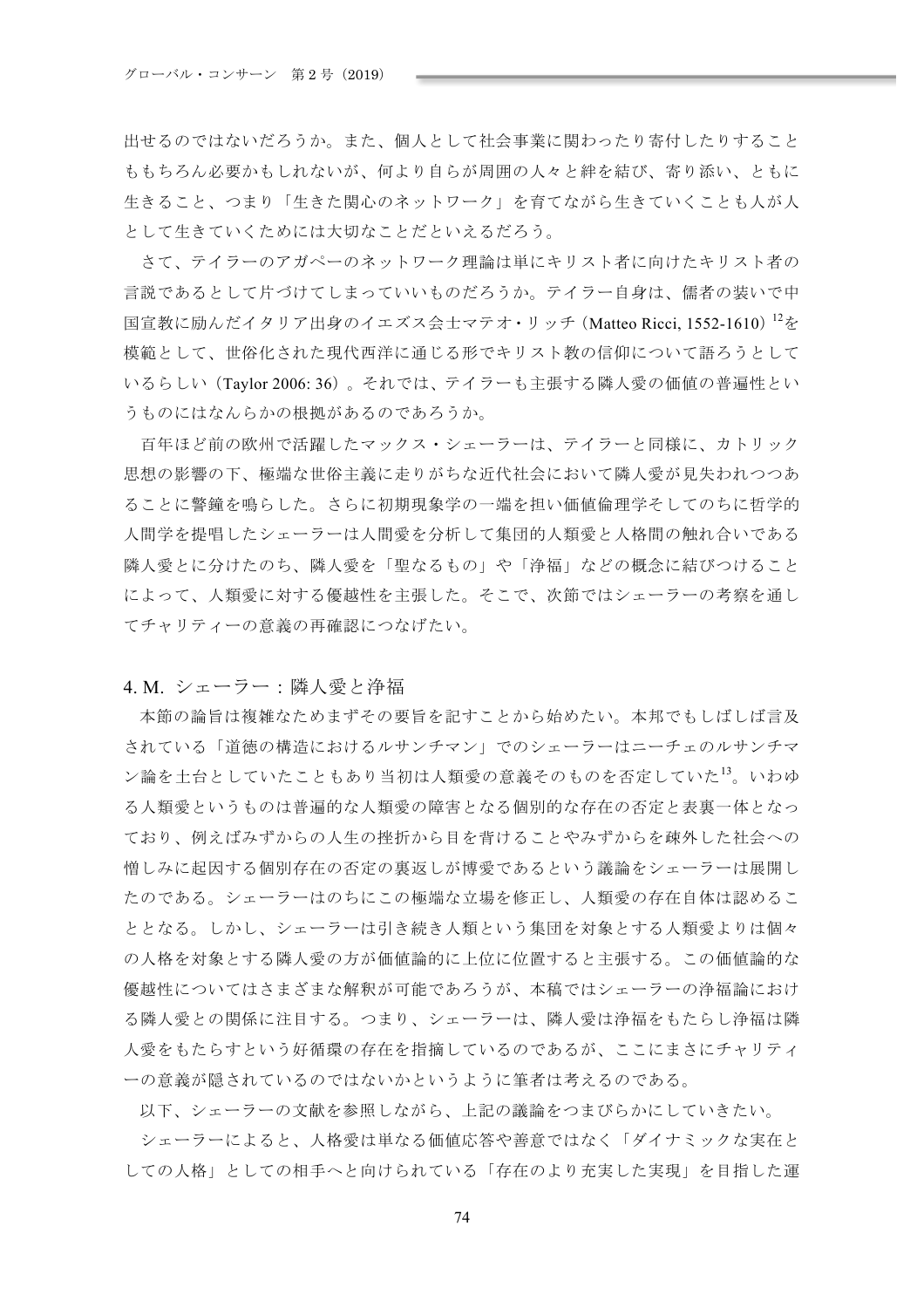出せるのではないだろうか。また、個人として社会事業に関わったり寄付したりすることももちろん必要かもしれないが、何より自らが周囲の人々と絆を結び、寄り添い、ともに生きること、つまり「生きた関心のネットワーク」を育てながら生きていくことも人が人として生きていくためには大切なことだといえるだろう。

さて、テイラーのアガペーのネットワーク理論は単にキリスト者に向けたキリスト者の言説であるとして片づけてしまっていいものだろうか。テイラー自身は、儒者の装いで中国宣教に励んだイタリア出身のイエズス会士マテオ・リッチ（Matteo Ricci, 1552-1610）[12]を模範として、世俗化された現代西洋に通じる形でキリスト教の信仰について語ろうとしているらしい（Taylor 2006: 36）。それでは、テイラーも主張する隣人愛の価値の普遍性というものにはなんらかの根拠があるのであろうか。

百年ほど前の欧州で活躍したマックス・シェーラーは、テイラーと同様に、カトリック思想の影響の下、極端な世俗主義に走りがちな近代社会において隣人愛が見失われつつあることに警鐘を鳴らした。さらに初期現象学の一端を担い価値倫理学そしてのちに哲学的人間学を提唱したシェーラーは人間愛を分析して集団的人類愛と人格間の触れ合いである隣人愛とに分けたのち、隣人愛を「聖なるもの」や「浄福」などの概念に結びつけることによって、人類愛に対する優越性を主張した。そこで、次節ではシェーラーの考察を通してチャリティーの意義の再確認につなげたい。

## 4. M. シェーラー：隣人愛と浄福

本節の論旨は複雑なためまずその要旨を記すことから始めたい。本邦でもしばしば言及されている「道徳の構造におけるルサンチマン」でのシェーラーはニーチェのルサンチマン論を土台としていたこともあり当初は人類愛の意義そのものを否定していた[13]。いわゆる人類愛というものは普遍的な人類愛の障害となる個別的な存在の否定と表裏一体となっており、例えばみずからの人生の挫折から目を背けることやみずからを疎外した社会への憎しみに起因する個別存在の否定の裏返しが博愛であるという議論をシェーラーは展開したのである。シェーラーはのちにこの極端な立場を修正し、人類愛の存在自体は認めることとなる。しかし、シェーラーは引き続き人類という集団を対象とする人類愛よりは個々の人格を対象とする隣人愛の方が価値論的に上位に位置すると主張する。この価値論的な優越性についてはさまざまな解釈が可能であろうが、本稿ではシェーラーの浄福論における隣人愛との関係に注目する。つまり、シェーラーは、隣人愛は浄福をもたらし浄福は隣人愛をもたらすという好循環の存在を指摘しているのであるが、ここにまさにチャリティーの意義が隠されているのではないかというように筆者は考えるのである。

以下、シェーラーの文献を参照しながら、上記の議論をつまびらかにしていきたい。

シェーラーによると、人格愛は単なる価値応答や善意ではなく「ダイナミックな実在としての人格」としての相手へと向けられている「存在のより充実した実現」を目指した運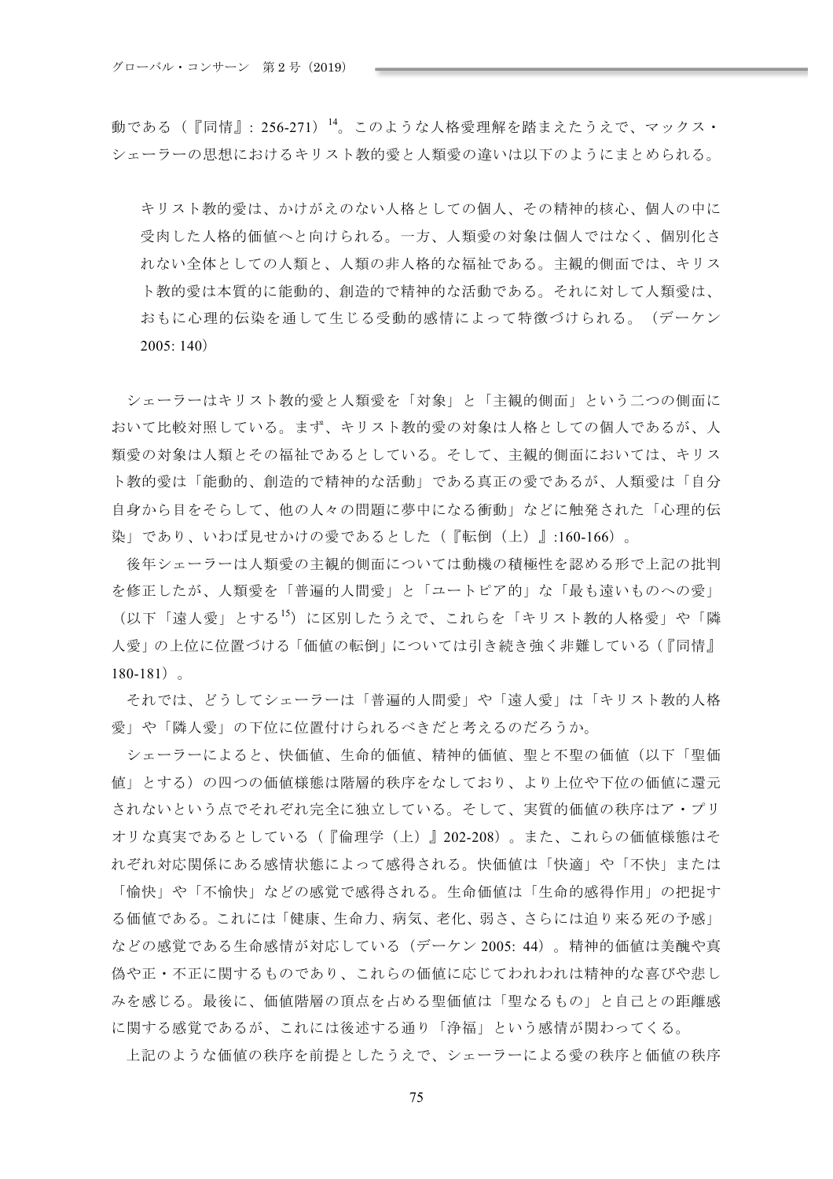動である（『同情』: 256-271）[14]。このような人格愛理解を踏まえたうえで、マックス・シェーラーの思想におけるキリスト教的愛と人類愛の違いは以下のようにまとめられる。

> キリスト教的愛は、かけがえのない人格としての個人、その精神的核心、個人の中に受肉した人格的価値へと向けられる。一方、人類愛の対象は個人ではなく、個別化されない全体としての人類と、人類の非人格的な福祉である。主観的側面では、キリスト教的愛は本質的に能動的、創造的で精神的な活動である。それに対して人類愛は、おもに心理的伝染を通して生じる受動的感情によって特徴づけられる。（デーケン 2005: 140）

シェーラーはキリスト教的愛と人類愛を「対象」と「主観的側面」という二つの側面において比較対照している。まず、キリスト教的愛の対象は人格としての個人であるが、人類愛の対象は人類とその福祉であるとしている。そして、主観的側面においては、キリスト教的愛は「能動的、創造的で精神的な活動」である真正の愛であるが、人類愛は「自分自身から目をそらして、他の人々の問題に夢中になる衝動」などに触発された「心理的伝染」であり、いわば見せかけの愛であるとした（『転倒（上）』:160-166）。

後年シェーラーは人類愛の主観的側面については動機の積極性を認める形で上記の批判を修正したが、人類愛を「普遍的人間愛」と「ユートピア的」な「最も遠いものへの愛」（以下「遠人愛」とする[15]）に区別したうえで、これらを「キリスト教的人格愛」や「隣人愛」の上位に位置づける「価値の転倒」については引き続き強く非難している（『同情』180-181）。

それでは、どうしてシェーラーは「普遍的人間愛」や「遠人愛」は「キリスト教的人格愛」や「隣人愛」の下位に位置付けられるべきだと考えるのだろうか。

シェーラーによると、快価値、生命的価値、精神的価値、聖と不聖の価値（以下「聖価値」とする）の四つの価値様態は階層的秩序をなしており、より上位や下位の価値に還元されないという点でそれぞれ完全に独立している。そして、実質的価値の秩序はア・プリオリな真実であるとしている（『倫理学（上）』202-208）。また、これらの価値様態はそれぞれ対応関係にある感情状態によって感得される。快価値は「快適」や「不快」または「愉快」や「不愉快」などの感覚で感得される。生命価値は「生命的感得作用」の把捉する価値である。これには「健康、生命力、病気、老化、弱さ、さらには迫り来る死の予感」などの感覚である生命感情が対応している（デーケン 2005: 44）。精神的価値は美醜や真偽や正・不正に関するものであり、これらの価値に応じてわれわれは精神的な喜びや悲しみを感じる。最後に、価値階層の頂点を占める聖価値は「聖なるもの」と自己との距離感に関する感覚であるが、これには後述する通り「浄福」という感情が関わってくる。

上記のような価値の秩序を前提としたうえで、シェーラーによる愛の秩序と価値の秩序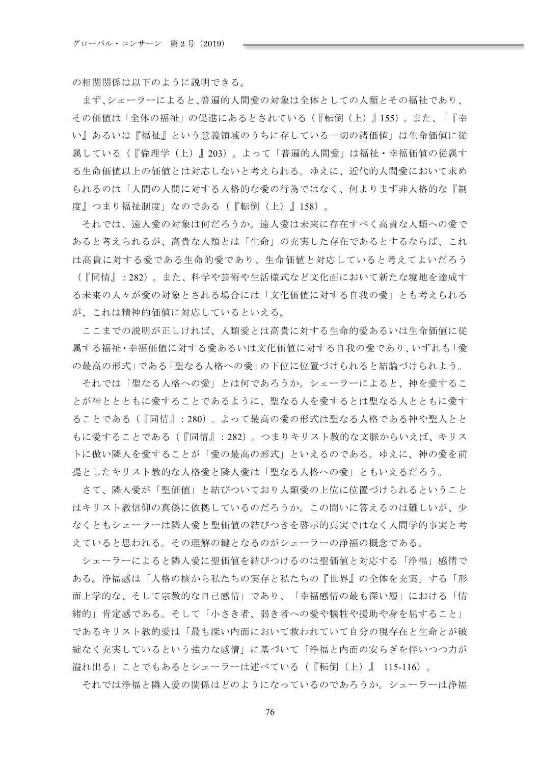の相関関係は以下のように説明できる。

まず、シェーラーによると、普遍的人間愛の対象は全体としての人類とその福祉であり、その価値は「全体の福祉」の促進にあるとされている（『転倒（上）』155）。また、「『幸い』あるいは『福祉』という意義領域のうちに存している一切の諸価値」は生命価値に従属している（『倫理学（上）』203）。よって「普遍的人間愛」は福祉・幸福価値の従属する生命価値以上の価値とは対応しないと考えられる。ゆえに、近代的人間愛において求められるのは「人間の人間に対する人格的な愛の行為ではなく、何よりまず非人格的な『制度』つまり福祉制度」なのである（『転倒（上）』158）。

それでは、遠人愛の対象は何だろうか。遠人愛は未来に存在すべく高貴な人類への愛であると考えられるが、高貴な人類とは「生命」の充実した存在であるとするならば、これは高貴に対する愛である生命的愛であり、生命価値と対応していると考えてよいだろう（『同情』: 282）。また、科学や芸術や生活様式など文化面において新たな境地を達成する未来の人々が愛の対象とされる場合には「文化価値に対する自我の愛」とも考えられるが、これは精神的価値に対応しているといえる。

ここまでの説明が正しければ、人類愛とは高貴に対する生命的愛あるいは生命価値に従属する福祉・幸福価値に対する愛あるいは文化価値に対する自我の愛であり、いずれも「愛の最高の形式」である「聖なる人格への愛」の下位に位置づけられると結論づけられよう。

それでは「聖なる人格への愛」とは何であろうか。シェーラーによると、神を愛することが神とともに愛することであるように、聖なる人を愛するとは聖なる人とともに愛することである（『同情』: 280）。よって最高の愛の形式は聖なる人格である神や聖人とともに愛することである（『同情』: 282）。つまりキリスト教的な文脈からいえば、キリストに倣い隣人を愛することが「愛の最高の形式」といえるのである。ゆえに、神の愛を前提としたキリスト教的な人格愛と隣人愛は「聖なる人格への愛」ともいえるだろう。

さて、隣人愛が「聖価値」と結びついており人類愛の上位に位置づけられるということはキリスト教信仰の真偽に依拠しているのだろうか。この問いに答えるのは難しいが、少なくともシェーラーは隣人愛と聖価値の結びつきを啓示的真実ではなく人間学的事実と考えていると思われる。その理解の鍵となるのがシェーラーの浄福の概念である。

シェーラーによると隣人愛に聖価値を結びつけるのは聖価値と対応する「浄福」感情である。浄福感は「人格の核から私たちの実存と私たちの『世界』の全体を充実」する「形而上学的な、そして宗教的な自己感情」であり、「幸福感情の最も深い層」における「情緒的」肯定感である。そして「小さき者、弱き者への愛や犠牲や援助や身を屈すること」であるキリスト教的愛は「最も深い内面において救われていて自分の現存在と生命とが破綻なく充実しているという強力な感情」に基づいて「浄福と内面の安らぎを伴いつつ力が溢れ出る」ことでもあるとシェーラーは述べている（『転倒（上）』 115-116）。

それでは浄福と隣人愛の関係はどのようになっているのであろうか。シェーラーは浄福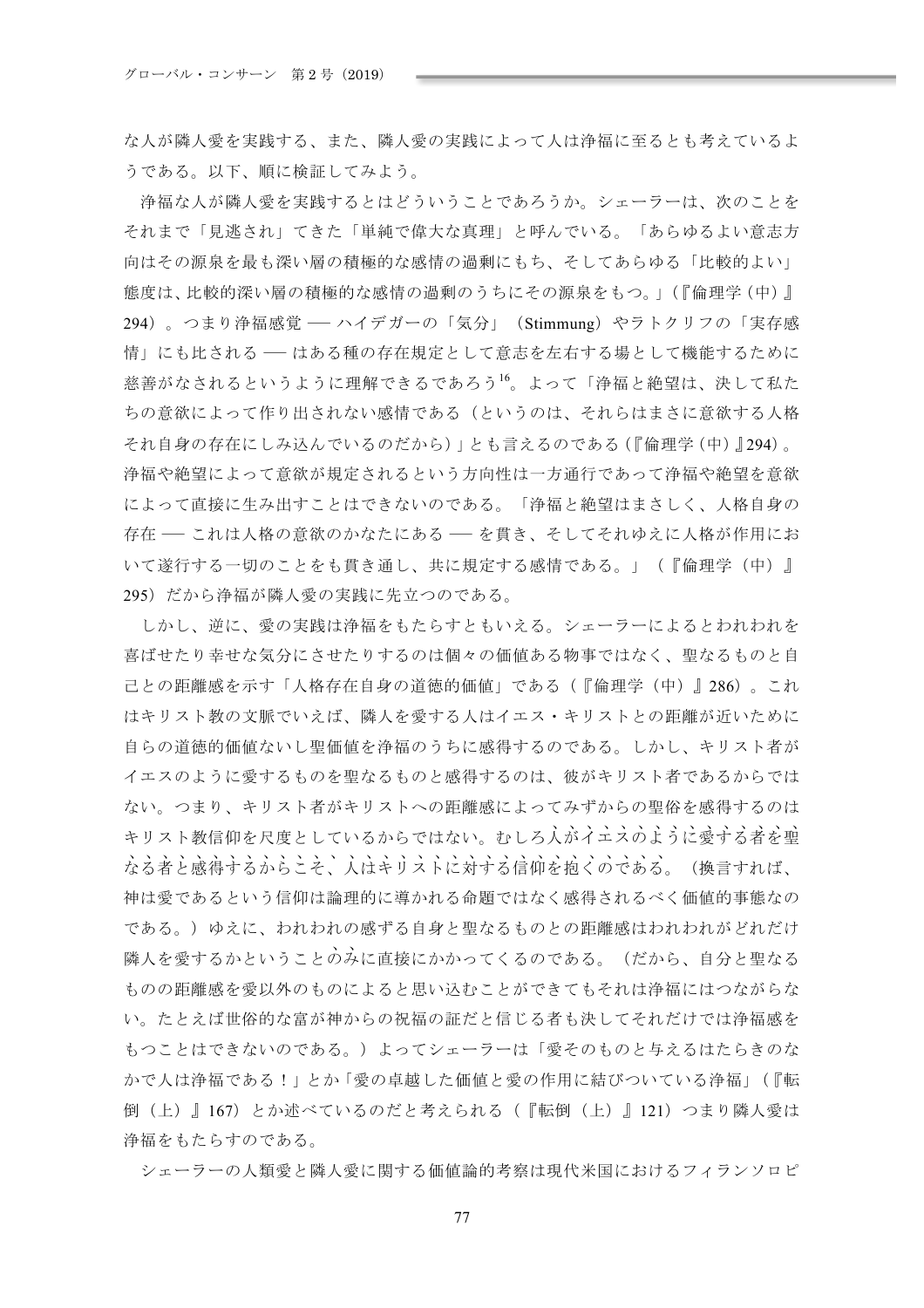な人が隣人愛を実践する、また、隣人愛の実践によって人は浄福に至るとも考えているようである。以下、順に検証してみよう。

浄福な人が隣人愛を実践するとはどういうことであろうか。シェーラーは、次のことをそれまで「見逃され」てきた「単純で偉大な真理」と呼んでいる。「あらゆるよい意志方向はその源泉を最も深い層の積極的な感情の過剰にもち、そしてあらゆる「比較的よい」態度は、比較的深い層の積極的な感情の過剰のうちにその源泉をもつ。」（『倫理学（中）』294）。つまり浄福感覚 ── ハイデガーの「気分」（Stimmung）やラトクリフの「実存感情」にも比される ── はある種の存在規定として意志を左右する場として機能するために慈善がなされるというように理解できるであろう[16]。よって「浄福と絶望は、決して私たちの意欲によって作り出されない感情である（というのは、それらはまさに意欲する人格それ自身の存在にしみ込んでいるのだから）」とも言えるのである（『倫理学（中）』294）。浄福や絶望によって意欲が規定されるという方向性は一方通行であって浄福や絶望を意欲によって直接に生み出すことはできないのである。「浄福と絶望はまさしく、人格自身の存在 ── これは人格の意欲のかなたにある ── を貫き、そしてそれゆえに人格が作用において遂行する一切のことをも貫き通し、共に規定する感情である。」（『倫理学（中）』295）だから浄福が隣人愛の実践に先立つのである。

しかし、逆に、愛の実践は浄福をもたらすともいえる。シェーラーによるとわれわれを喜ばせたり幸せな気分にさせたりするのは個々の価値ある物事ではなく、聖なるものと自己との距離感を示す「人格存在自身の道徳的価値」である（『倫理学（中）』286）。これはキリスト教の文脈でいえば、隣人を愛する人はイエス・キリストとの距離が近いために自らの道徳的価値ないし聖価値を浄福のうちに感得するのである。しかし、キリスト者がイエスのように愛するものを聖なるものと感得するのは、彼がキリスト者であるからではない。つまり、キリスト者がキリストへの距離感によってみずからの聖俗を感得するのはキリスト教信仰を尺度としているからではない。むしろ人がイエスのように愛する者を聖なる者と感得するからこそ、人はキリストに対する信仰を抱くのである。（換言すれば、神は愛であるという信仰は論理的に導かれる命題ではなく感得されるべく価値的事態なのである。）ゆえに、われわれの感ずる自身と聖なるものとの距離感はわれわれがどれだけ隣人を愛するかということのみに直接にかかってくるのである。（だから、自分と聖なるものの距離感を愛以外のものによると思い込むことができてもそれは浄福にはつながらない。たとえば世俗的な富が神からの祝福の証だと信じる者も決してそれだけでは浄福感をもつことはできないのである。）よってシェーラーは「愛そのものと与えるはたらきのなかで人は浄福である！」とか「愛の卓越した価値と愛の作用に結びついている浄福」（『転倒（上）』167）とか述べているのだと考えられる（『転倒（上）』121）つまり隣人愛は浄福をもたらすのである。

シェーラーの人類愛と隣人愛に関する価値論的考察は現代米国におけるフィランソロピ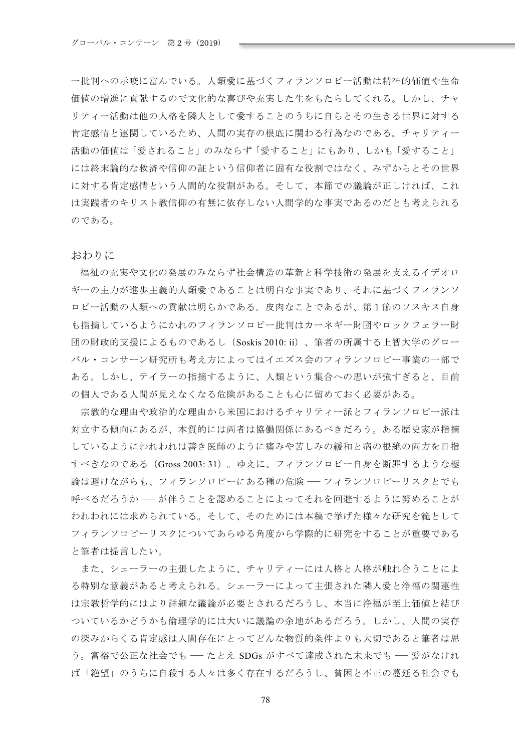一批判への示唆に富んでいる。人類愛に基づくフィランソロピー活動は精神的価値や生命価値の増進に貢献するので文化的な喜びや充実した生をもたらしてくれる。しかし、チャリティー活動は他の人格を隣人として愛することのうちに自らとその生きる世界に対する肯定感情と連関しているため、人間の実存の根底に関わる行為なのである。チャリティー活動の価値は「愛されること」のみならず「愛すること」にもあり、しかも「愛すること」には終末論的な救済や信仰の証という信仰者に固有な役割ではなく、みずからとその世界に対する肯定感情という人間的な役割がある。そして、本節での議論が正しければ、これは実践者のキリスト教信仰の有無に依存しない人間学的な事実であるのだとも考えられるのである。

## おわりに

福祉の充実や文化の発展のみならず社会構造の革新と科学技術の発展を支えるイデオロギーの主力が進歩主義的人類愛であることは明白な事実であり、それに基づくフィランソロピー活動の人類への貢献は明らかである。皮肉なことであるが、第1節のソスキス自身も指摘しているようにかれのフィランソロピー批判はカーネギー財団やロックフェラー財団の財政的支援によるものであるし（Soskis 2010: ii）、筆者の所属する上智大学のグローバル・コンサーン研究所も考え方によってはイエズス会のフィランソロピー事業の一部である。しかし、テイラーの指摘するように、人類という集合への思いが強すぎると、目前の個人である人間が見えなくなる危険があることも心に留めておく必要がある。

宗教的な理由や政治的な理由から米国におけるチャリティー派とフィランソロピー派は対立する傾向にあるが、本質的には両者は協働関係にあるべきだろう。ある歴史家が指摘しているようにわれわれは善き医師のように痛みや苦しみの緩和と病の根絶の両方を目指すべきなのである（Gross 2003: 31）。ゆえに、フィランソロピー自身を断罪するような極論は避けながらも、フィランソロピーにある種の危険 ― フィランソロピーリスクとでも呼べるだろうか ― が伴うことを認めることによってそれを回避するように努めることがわれわれには求められている。そして、そのためには本稿で挙げた様々な研究を範としてフィランソロピーリスクについてあらゆる角度から学際的に研究をすることが重要であると筆者は提言したい。

また、シェーラーの主張したように、チャリティーには人格と人格が触れ合うことによる特別な意義があると考えられる。シェーラーによって主張された隣人愛と浄福の関連性は宗教哲学的にはより詳細な議論が必要とされるだろうし、本当に浄福が至上価値と結びついているかどうかも倫理学的には大いに議論の余地があるだろう。しかし、人間の実存の深みからくる肯定感は人間存在にとってどんな物質的条件よりも大切であると筆者は思う。富裕で公正な社会でも ― たとえ SDGs がすべて達成された未来でも ― 愛がなければ「絶望」のうちに自殺する人々は多く存在するだろうし、貧困と不正の蔓延る社会でも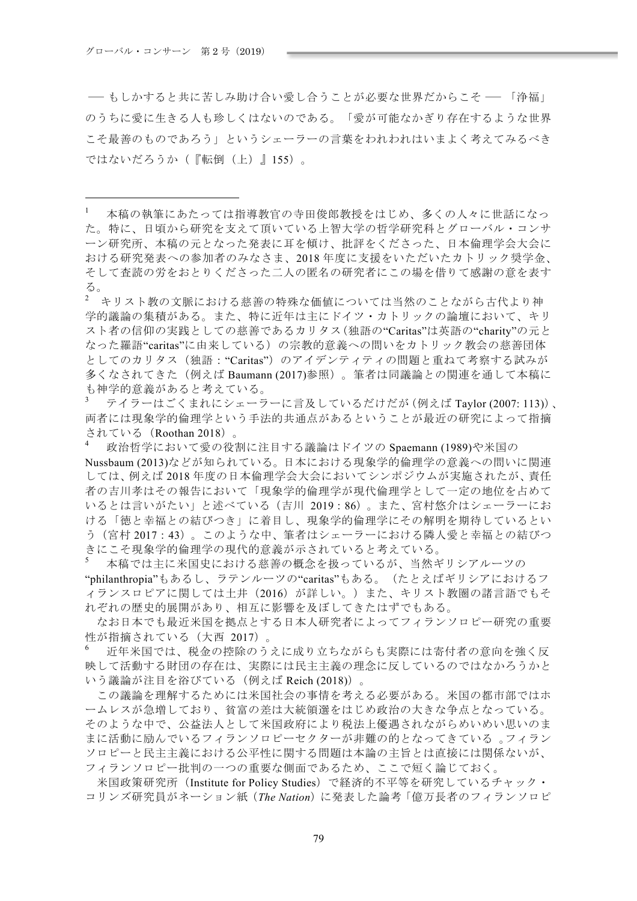── もしかすると共に苦しみ助け合い愛し合うことが必要な世界だからこそ ── 「浄福」のうちに愛に生きる人も珍しくはないのである。「愛が可能なかぎり存在するような世界こそ最善のものであろう」というシェーラーの言葉をわれわれはいまよく考えてみるべきではないだろうか（『転倒（上）』155）。

---

[1] 本稿の執筆にあたっては指導教官の寺田俊郎教授をはじめ、多くの人々に世話になった。特に、日頃から研究を支えて頂いている上智大学の哲学研究科とグローバル・コンサーン研究所、本稿の元となった発表に耳を傾け、批評をくださった、日本倫理学会大会における研究発表への参加者のみなさま、2018 年度に支援をいただいたカトリック奨学金、そして査読の労をおとりくださった二人の匿名の研究者にこの場を借りて感謝の意を表する。

[2] キリスト教の文脈における慈善の特殊な価値については当然のことながら古代より神学的議論の集積がある。また、特に近年は主にドイツ・カトリックの論壇において、キリスト者の信仰の実践としての慈善であるカリタス（独語の"Caritas"は英語の"charity"の元となった羅語"caritas"に由来している）の宗教的意義への問いをカトリック教会の慈善団体としてのカリタス（独語："Caritas"）のアイデンティティの問題と重ねて考察する試みが多くなされてきた（例えば Baumann (2017)参照）。筆者は同議論との関連を通して本稿にも神学的意義があると考えている。

[3] テイラーはごくまれにシェーラーに言及しているだけだが（例えば Taylor (2007: 113)）、両者には現象学的倫理学という手法的共通点があるということが最近の研究によって指摘されている（Roothan 2018）。

[4] 政治哲学において愛の役割に注目する議論はドイツの Spaemann (1989)や米国の Nussbaum (2013)などが知られている。日本における現象学的倫理学の意義への問いに関連しては、例えば 2018 年度の日本倫理学会大会においてシンポジウムが実施されたが、責任者の吉川孝はその報告において「現象学的倫理学が現代倫理学として一定の地位を占めているとは言いがたい」と述べている（吉川 2019 : 86）。また、宮村悠介はシェーラーにおける「徳と幸福との結びつき」に着目し、現象学的倫理学にその解明を期待しているという（宮村 2017 : 43）。このような中、筆者はシェーラーにおける隣人愛と幸福との結びつきにこそ現象学的倫理学の現代的意義が示されていると考えている。

[5] 本稿では主に米国史における慈善の概念を扱っているが、当然ギリシアルーツの"philanthropia"もあるし、ラテンルーツの"caritas"もある。（たとえばギリシアにおけるフィランスロピアに関しては土井（2016）が詳しい。）また、キリスト教圏の諸言語でもそれぞれの歴史的展開があり、相互に影響を及ぼしてきたはずでもある。

なお日本でも最近米国を拠点とする日本人研究者によってフィランソロピー研究の重要性が指摘されている（大西 2017）。

[6] 近年米国では、税金の控除のうえに成り立ちながらも実際には寄付者の意向を強く反映して活動する財団の存在は、実際には民主主義の理念に反しているのではなかろうかという議論が注目を浴びている（例えば Reich (2018)）。

この議論を理解するためには米国社会の事情を考える必要がある。米国の都市部ではホームレスが急増しており、貧富の差は大統領選をはじめ政治の大きな争点となっている。そのような中で、公益法人として米国政府により税法上優遇されながらめいめい思いのままに活動に励んでいるフィランソロピーセクターが非難の的となってきている 。フィランソロピーと民主主義における公平性に関する問題は本論の主旨とは直接には関係ないが、フィランソロピー批判の一つの重要な側面であるため、ここで短く論じておく。

米国政策研究所（Institute for Policy Studies）で経済的不平等を研究しているチャック・コリンズ研究員がネーション紙（*The Nation*）に発表した論考「億万長者のフィランソロピ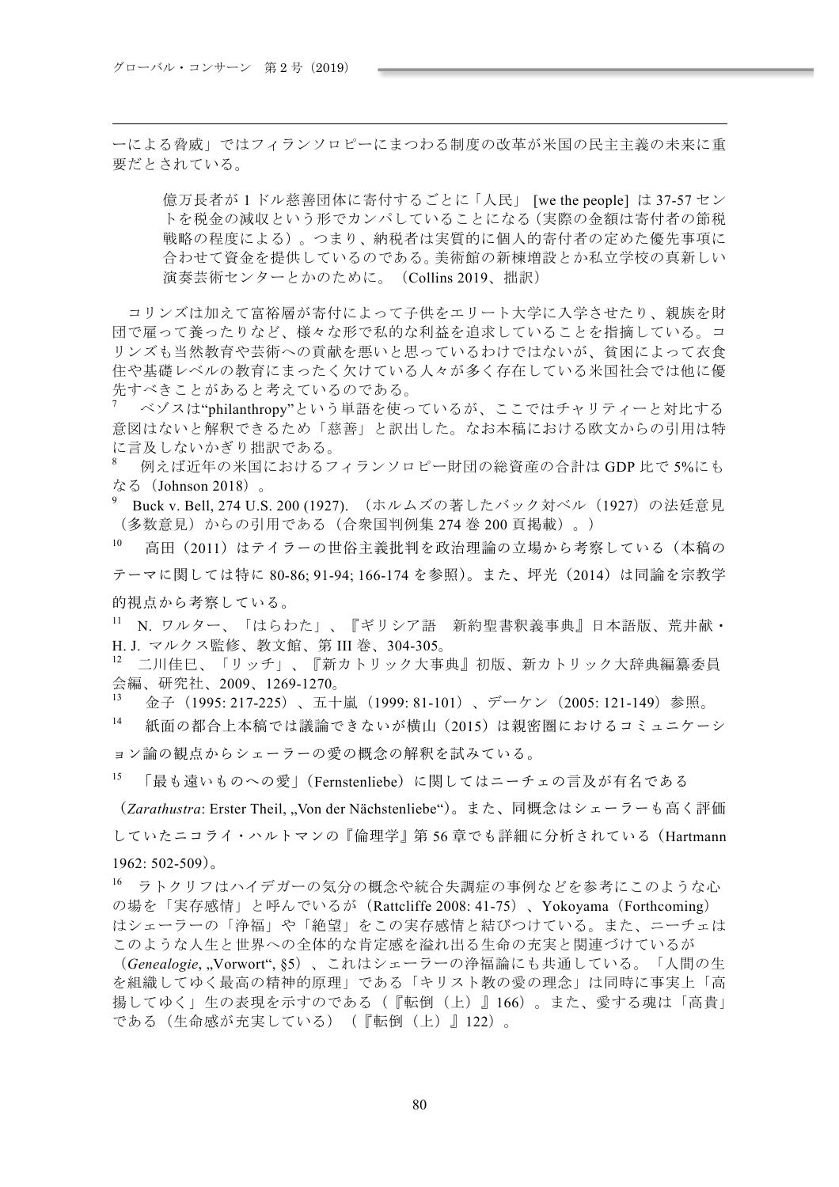ーによる脅威」ではフィランソロピーにまつわる制度の改革が米国の民主主義の未来に重要だとされている。

> 億万長者が 1 ドル慈善団体に寄付するごとに「人民」 [we the people] は 37-57 セントを税金の減収という形でカンパしていることになる（実際の金額は寄付者の節税戦略の程度による）。つまり、納税者は実質的に個人的寄付者の定めた優先事項に合わせて資金を提供しているのである。美術館の新棟増設とか私立学校の真新しい演奏芸術センターとかのために。（Collins 2019、拙訳）

コリンズは加えて富裕層が寄付によって子供をエリート大学に入学させたり、親族を財団で雇って養ったりなど、様々な形で私的な利益を追求していることを指摘している。コリンズも当然教育や芸術への貢献を悪いと思っているわけではないが、貧困によって衣食住や基礎レベルの教育にまったく欠けている人々が多く存在している米国社会では他に優先すべきことがあると考えているのである。

[7] ベゾスは"philanthropy"という単語を使っているが、ここではチャリティーと対比する意図はないと解釈できるため「慈善」と訳出した。なお本稿における欧文からの引用は特に言及しないかぎり拙訳である。

[8] 例えば近年の米国におけるフィランソロピー財団の総資産の合計は GDP 比で 5%にもなる（Johnson 2018）。

[9] Buck v. Bell, 274 U.S. 200 (1927). （ホルムズの著したバック対ベル（1927）の法廷意見（多数意見）からの引用である（合衆国判例集 274 巻 200 頁掲載）。）

[10] 高田（2011）はテイラーの世俗主義批判を政治理論の立場から考察している（本稿のテーマに関しては特に 80-86; 91-94; 166-174 を参照）。また、坪光（2014）は同論を宗教学的視点から考察している。

[11] N. ワルター、「はらわた」、『ギリシア語　新約聖書釈義事典』日本語版、荒井献・H. J. マルクス監修、教文館、第 III 巻、304-305。

[12] 二川佳巳、「リッチ」、『新カトリック大事典』初版、新カトリック大辞典編纂委員会編、研究社、2009、1269-1270。

[13] 金子（1995: 217-225）、五十嵐（1999: 81-101）、デーケン（2005: 121-149）参照。

[14] 紙面の都合上本稿では議論できないが横山（2015）は親密圏におけるコミュニケーション論の観点からシェーラーの愛の概念の解釈を試みている。

[15] 「最も遠いものへの愛」(Fernstenliebe) に関してはニーチェの言及が有名である（*Zarathustra*: Erster Theil, „Von der Nächstenliebe")。また、同概念はシェーラーも高く評価していたニコライ・ハルトマンの『倫理学』第 56 章でも詳細に分析されている（Hartmann 1962: 502-509）。

[16] ラトクリフはハイデガーの気分の概念や統合失調症の事例などを参考にこのような心の場を「実存感情」と呼んでいるが（Rattcliffe 2008: 41-75）、Yokoyama（Forthcoming）はシェーラーの「浄福」や「絶望」をこの実存感情と結びつけている。また、ニーチェはこのような人生と世界への全体的な肯定感を溢れ出る生命の充実と関連づけているが（*Genealogie*, „Vorwort", §5）、これはシェーラーの浄福論にも共通している。「人間の生を組織してゆく最高の精神的原理」である「キリスト教の愛の理念」は同時に事実上「高揚してゆく」生の表現を示すのである（『転倒（上）』166）。また、愛する魂は「高貴」である（生命感が充実している）（『転倒（上）』122）。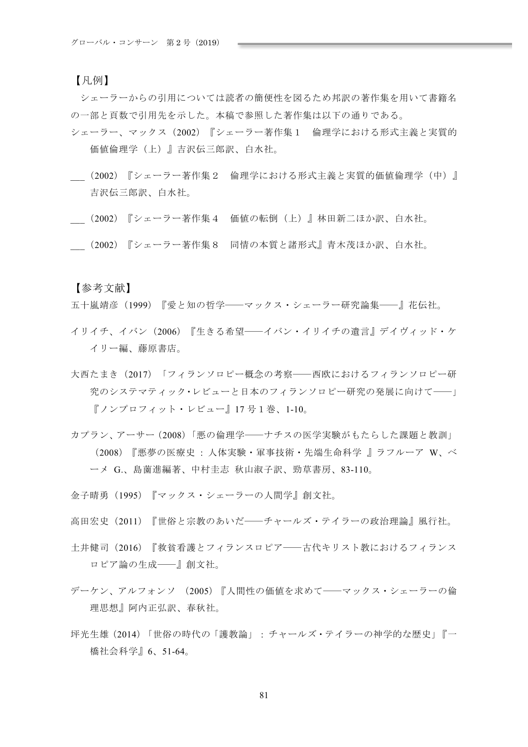【凡例】

シェーラーからの引用については読者の簡便性を図るため邦訳の著作集を用いて書籍名の一部と頁数で引用先を示した。本稿で参照した著作集は以下の通りである。

シェーラー、マックス（2002）『シェーラー著作集１　倫理学における形式主義と実質的価値倫理学（上）』吉沢伝三郎訳、白水社。

___（2002）『シェーラー著作集２　倫理学における形式主義と実質的価値倫理学（中）』吉沢伝三郎訳、白水社。

___（2002）『シェーラー著作集４　価値の転倒（上）』林田新二ほか訳、白水社。

___（2002）『シェーラー著作集８　同情の本質と諸形式』青木茂ほか訳、白水社。

【参考文献】

五十嵐靖彦（1999）『愛と知の哲学――マックス・シェーラー研究論集――』花伝社。

イリイチ、イバン（2006）『生きる希望――イバン・イリイチの遺言』デイヴィッド・ケイリー編、藤原書店。

大西たまき（2017）「フィランソロピー概念の考察――西欧におけるフィランソロピー研究のシステマティック・レビューと日本のフィランソロピー研究の発展に向けて――」『ノンプロフィット・レビュー』17 号 1 巻、1-10。

カプラン、アーサー（2008）「悪の倫理学――ナチスの医学実験がもたらした課題と教訓」（2008）『悪夢の医療史 : 人体実験・軍事技術・先端生命科学 』ラフルーア W、ベーメ G.、島薗進編著、中村圭志 秋山淑子訳、勁草書房、83-110。

金子晴勇（1995）『マックス・シェーラーの人間学』創文社。

高田宏史（2011）『世俗と宗教のあいだ――チャールズ・テイラーの政治理論』風行社。

土井健司（2016）『救貧看護とフィランスロピア――古代キリスト教におけるフィランスロピア論の生成――』創文社。

デーケン、アルフォンソ （2005）『人間性の価値を求めて――マックス・シェーラーの倫理思想』阿内正弘訳、春秋社。

坪光生雄（2014）「世俗の時代の「護教論」 : チャールズ・テイラーの神学的な歴史」『一橋社会科学』6、51-64。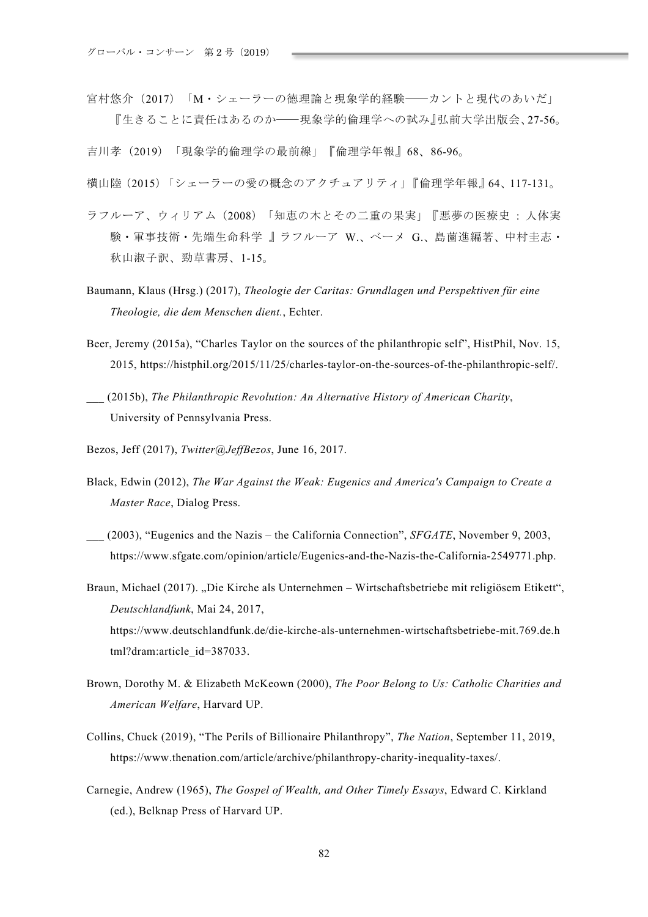宮村悠介（2017）「M・シェーラーの徳理論と現象学的経験――カントと現代のあいだ」『生きることに責任はあるのか――現象学的倫理学への試み』弘前大学出版会、27-56。

吉川孝（2019）「現象学的倫理学の最前線」『倫理学年報』68、86-96。

横山陸（2015）「シェーラーの愛の概念のアクチュアリティ」『倫理学年報』64、117-131。

ラフルーア、ウィリアム（2008）「知恵の木とその二重の果実」『悪夢の医療史 : 人体実験・軍事技術・先端生命科学 』ラフルーア W.、ベーメ G.、島薗進編著、中村圭志・秋山淑子訳、勁草書房、1-15。

Baumann, Klaus (Hrsg.) (2017), *Theologie der Caritas: Grundlagen und Perspektiven für eine Theologie, die dem Menschen dient.*, Echter.

Beer, Jeremy (2015a), “Charles Taylor on the sources of the philanthropic self”, HistPhil, Nov. 15, 2015, https://histphil.org/2015/11/25/charles-taylor-on-the-sources-of-the-philanthropic-self/.

___ (2015b), *The Philanthropic Revolution: An Alternative History of American Charity*, University of Pennsylvania Press.

Bezos, Jeff (2017), *Twitter@JeffBezos*, June 16, 2017.

Black, Edwin (2012), *The War Against the Weak: Eugenics and America's Campaign to Create a Master Race*, Dialog Press.

___ (2003), “Eugenics and the Nazis – the California Connection”, *SFGATE*, November 9, 2003, https://www.sfgate.com/opinion/article/Eugenics-and-the-Nazis-the-California-2549771.php.

Braun, Michael (2017). „Die Kirche als Unternehmen – Wirtschaftsbetriebe mit religiösem Etikett“, *Deutschlandfunk*, Mai 24, 2017, https://www.deutschlandfunk.de/die-kirche-als-unternehmen-wirtschaftsbetriebe-mit.769.de.html?dram:article_id=387033.

Brown, Dorothy M. & Elizabeth McKeown (2000), *The Poor Belong to Us: Catholic Charities and American Welfare*, Harvard UP.

Collins, Chuck (2019), “The Perils of Billionaire Philanthropy”, *The Nation*, September 11, 2019, https://www.thenation.com/article/archive/philanthropy-charity-inequality-taxes/.

Carnegie, Andrew (1965), *The Gospel of Wealth, and Other Timely Essays*, Edward C. Kirkland (ed.), Belknap Press of Harvard UP.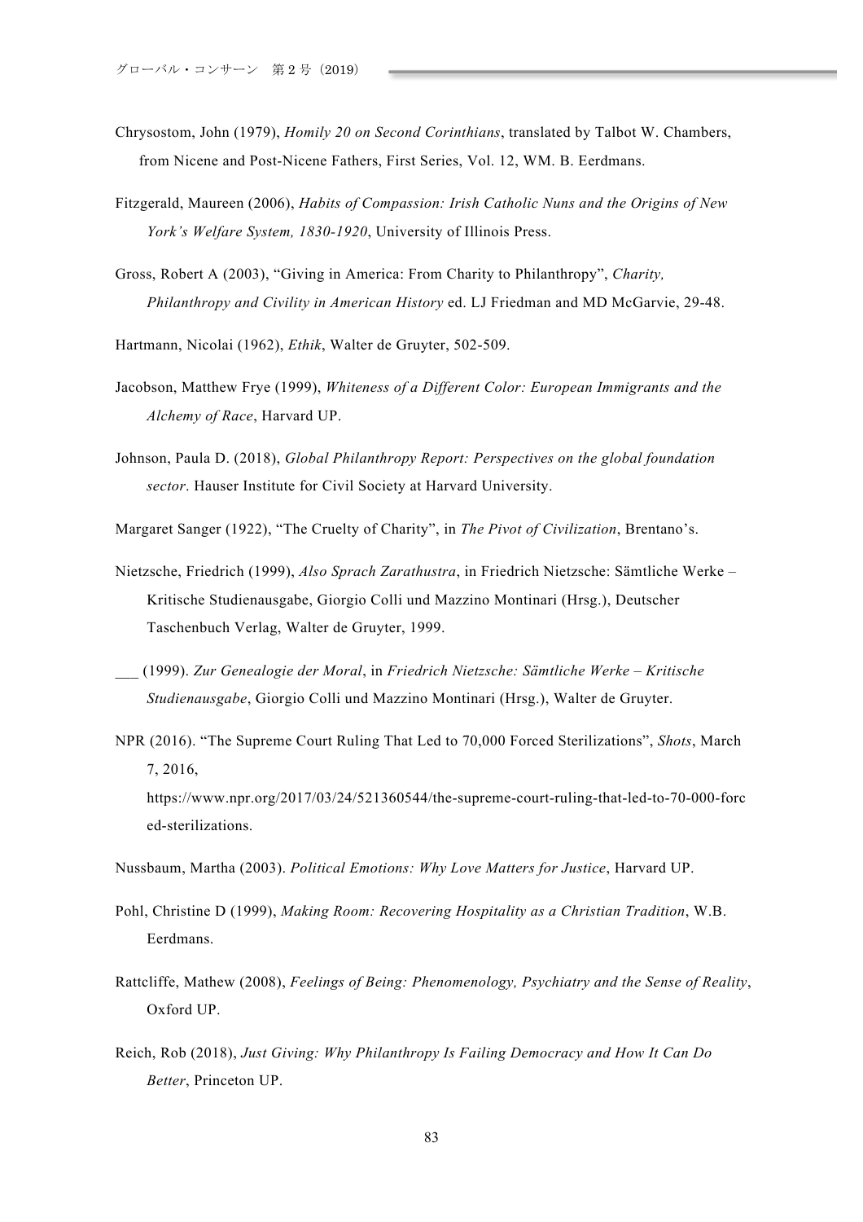Chrysostom, John (1979), *Homily 20 on Second Corinthians*, translated by Talbot W. Chambers, from Nicene and Post-Nicene Fathers, First Series, Vol. 12, WM. B. Eerdmans.

Fitzgerald, Maureen (2006), *Habits of Compassion: Irish Catholic Nuns and the Origins of New York's Welfare System, 1830-1920*, University of Illinois Press.

Gross, Robert A (2003), "Giving in America: From Charity to Philanthropy", *Charity, Philanthropy and Civility in American History* ed. LJ Friedman and MD McGarvie, 29-48.

Hartmann, Nicolai (1962), *Ethik*, Walter de Gruyter, 502-509.

Jacobson, Matthew Frye (1999), *Whiteness of a Different Color: European Immigrants and the Alchemy of Race*, Harvard UP.

Johnson, Paula D. (2018), *Global Philanthropy Report: Perspectives on the global foundation sector*. Hauser Institute for Civil Society at Harvard University.

Margaret Sanger (1922), "The Cruelty of Charity", in *The Pivot of Civilization*, Brentano's.

Nietzsche, Friedrich (1999), *Also Sprach Zarathustra*, in Friedrich Nietzsche: Sämtliche Werke – Kritische Studienausgabe, Giorgio Colli und Mazzino Montinari (Hrsg.), Deutscher Taschenbuch Verlag, Walter de Gruyter, 1999.

___ (1999). *Zur Genealogie der Moral*, in *Friedrich Nietzsche: Sämtliche Werke – Kritische Studienausgabe*, Giorgio Colli und Mazzino Montinari (Hrsg.), Walter de Gruyter.

NPR (2016). "The Supreme Court Ruling That Led to 70,000 Forced Sterilizations", *Shots*, March 7, 2016, https://www.npr.org/2017/03/24/521360544/the-supreme-court-ruling-that-led-to-70-000-forced-sterilizations.

Nussbaum, Martha (2003). *Political Emotions: Why Love Matters for Justice*, Harvard UP.

Pohl, Christine D (1999), *Making Room: Recovering Hospitality as a Christian Tradition*, W.B. Eerdmans.

Rattcliffe, Mathew (2008), *Feelings of Being: Phenomenology, Psychiatry and the Sense of Reality*, Oxford UP.

Reich, Rob (2018), *Just Giving: Why Philanthropy Is Failing Democracy and How It Can Do Better*, Princeton UP.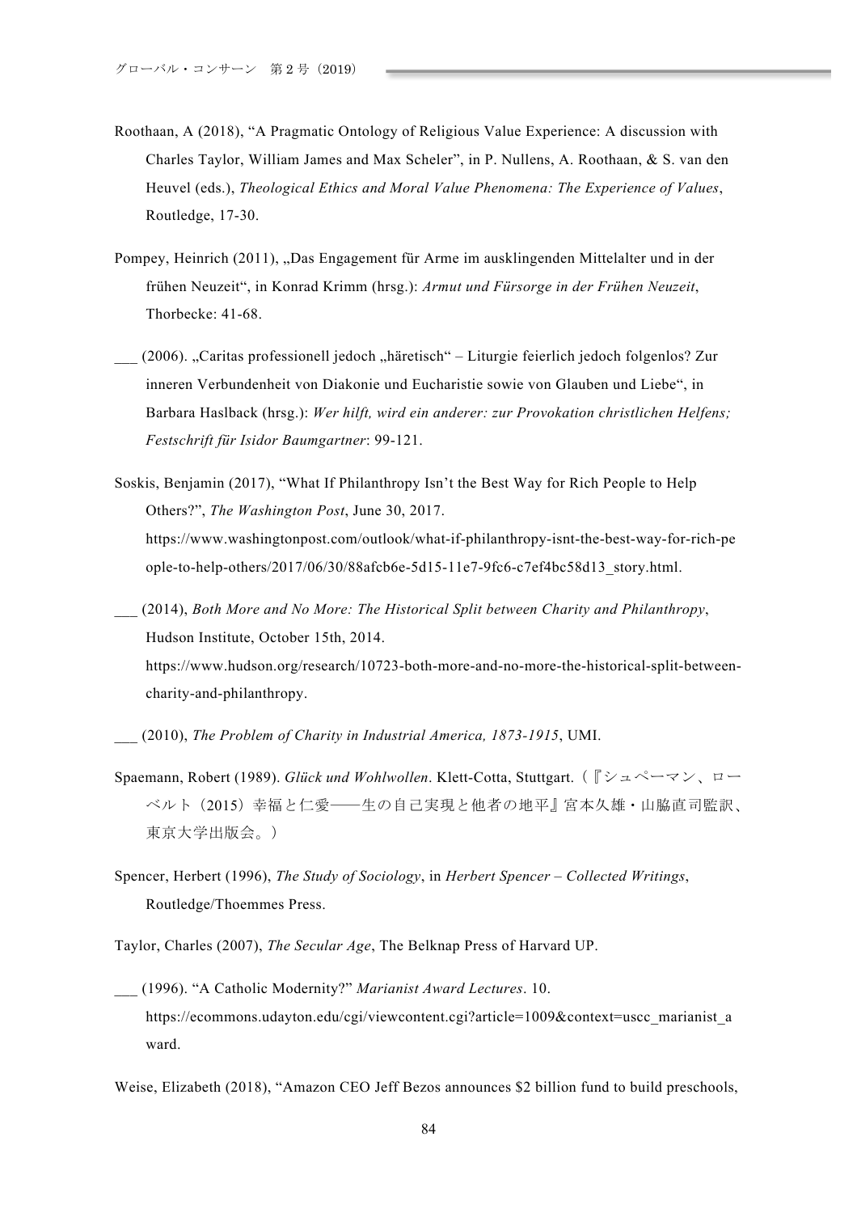Roothaan, A (2018), “A Pragmatic Ontology of Religious Value Experience: A discussion with Charles Taylor, William James and Max Scheler”, in P. Nullens, A. Roothaan, & S. van den Heuvel (eds.), *Theological Ethics and Moral Value Phenomena: The Experience of Values*, Routledge, 17-30.

Pompey, Heinrich (2011), „Das Engagement für Arme im ausklingenden Mittelalter und in der frühen Neuzeit“, in Konrad Krimm (hrsg.): *Armut und Fürsorge in der Frühen Neuzeit*, Thorbecke: 41-68.

___ (2006). „Caritas professionell jedoch „häretisch“ – Liturgie feierlich jedoch folgenlos? Zur inneren Verbundenheit von Diakonie und Eucharistie sowie von Glauben und Liebe“, in Barbara Haslback (hrsg.): *Wer hilft, wird ein anderer: zur Provokation christlichen Helfens; Festschrift für Isidor Baumgartner*: 99-121.

Soskis, Benjamin (2017), “What If Philanthropy Isn’t the Best Way for Rich People to Help Others?”, *The Washington Post*, June 30, 2017. https://www.washingtonpost.com/outlook/what-if-philanthropy-isnt-the-best-way-for-rich-people-to-help-others/2017/06/30/88afcb6e-5d15-11e7-9fc6-c7ef4bc58d13_story.html.

___ (2014), *Both More and No More: The Historical Split between Charity and Philanthropy*, Hudson Institute, October 15th, 2014. https://www.hudson.org/research/10723-both-more-and-no-more-the-historical-split-between-charity-and-philanthropy.

___ (2010), *The Problem of Charity in Industrial America, 1873-1915*, UMI.

Spaemann, Robert (1989). *Glück und Wohlwollen*. Klett-Cotta, Stuttgart.（『シュペーマン、ローベルト（2015）幸福と仁愛――生の自己実現と他者の地平』宮本久雄・山脇直司監訳、東京大学出版会。）

Spencer, Herbert (1996), *The Study of Sociology*, in *Herbert Spencer – Collected Writings*, Routledge/Thoemmes Press.

Taylor, Charles (2007), *The Secular Age*, The Belknap Press of Harvard UP.

___ (1996). “A Catholic Modernity?” *Marianist Award Lectures*. 10. https://ecommons.udayton.edu/cgi/viewcontent.cgi?article=1009&context=uscc_marianist_award.

Weise, Elizabeth (2018), “Amazon CEO Jeff Bezos announces $2 billion fund to build preschools,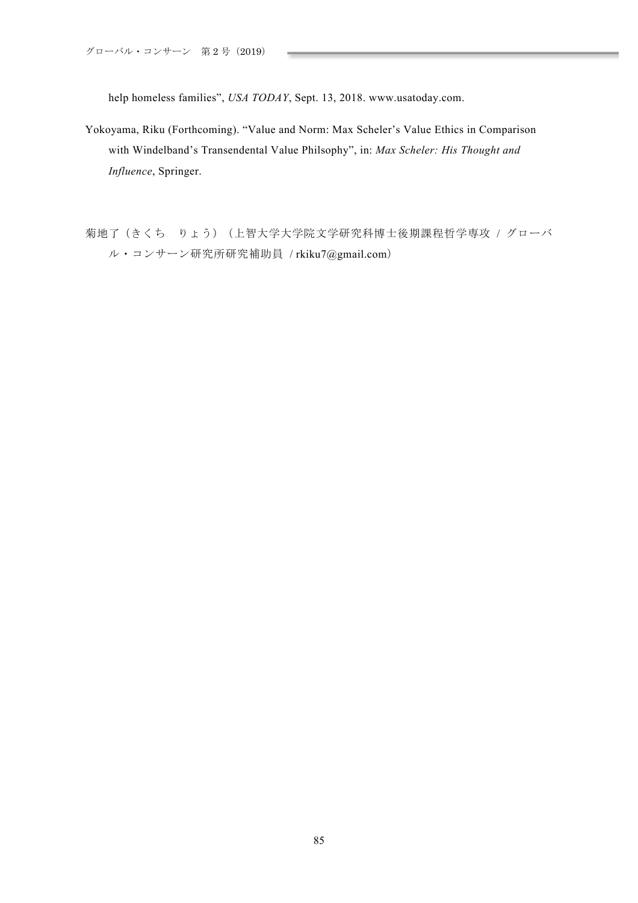help homeless families”, *USA TODAY*, Sept. 13, 2018. www.usatoday.com.

Yokoyama, Riku (Forthcoming). “Value and Norm: Max Scheler’s Value Ethics in Comparison with Windelband’s Transendental Value Philsophy”, in: *Max Scheler: His Thought and Influence*, Springer.

菊地了（きくち　りょう）（上智大学大学院文学研究科博士後期課程哲学専攻 / グローバル・コンサーン研究所研究補助員 / rkiku7@gmail.com）